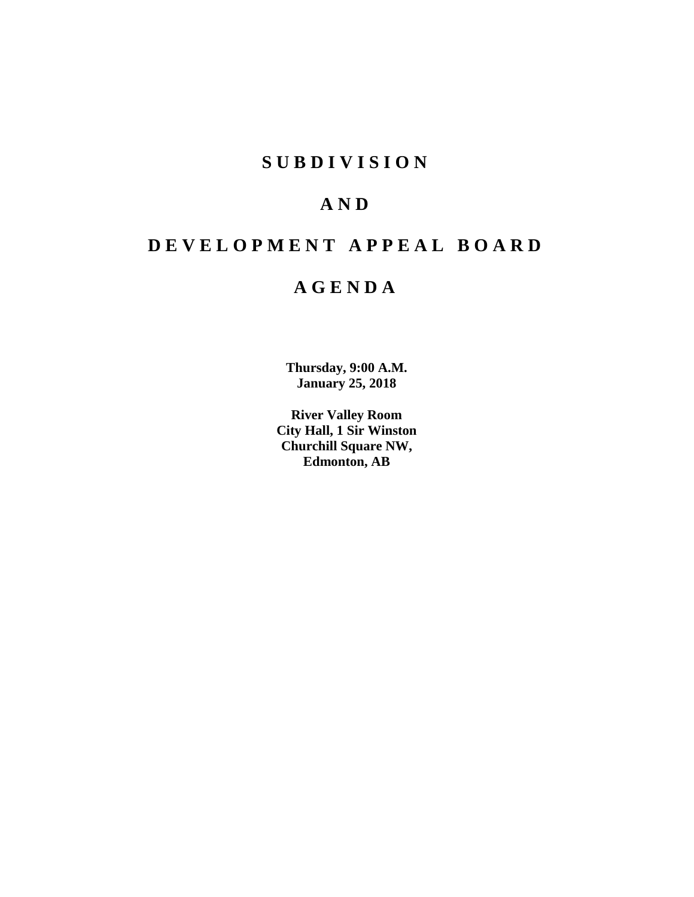# S U B D I V I S I O N

# A N D

# D E V E L O P M E N T   A P P E A L   B O A R D

# A G E N D A

**Thursday, 9:00 A.M.**
**January 25, 2018**

**River Valley Room**
**City Hall, 1 Sir Winston**
**Churchill Square NW,**
**Edmonton, AB**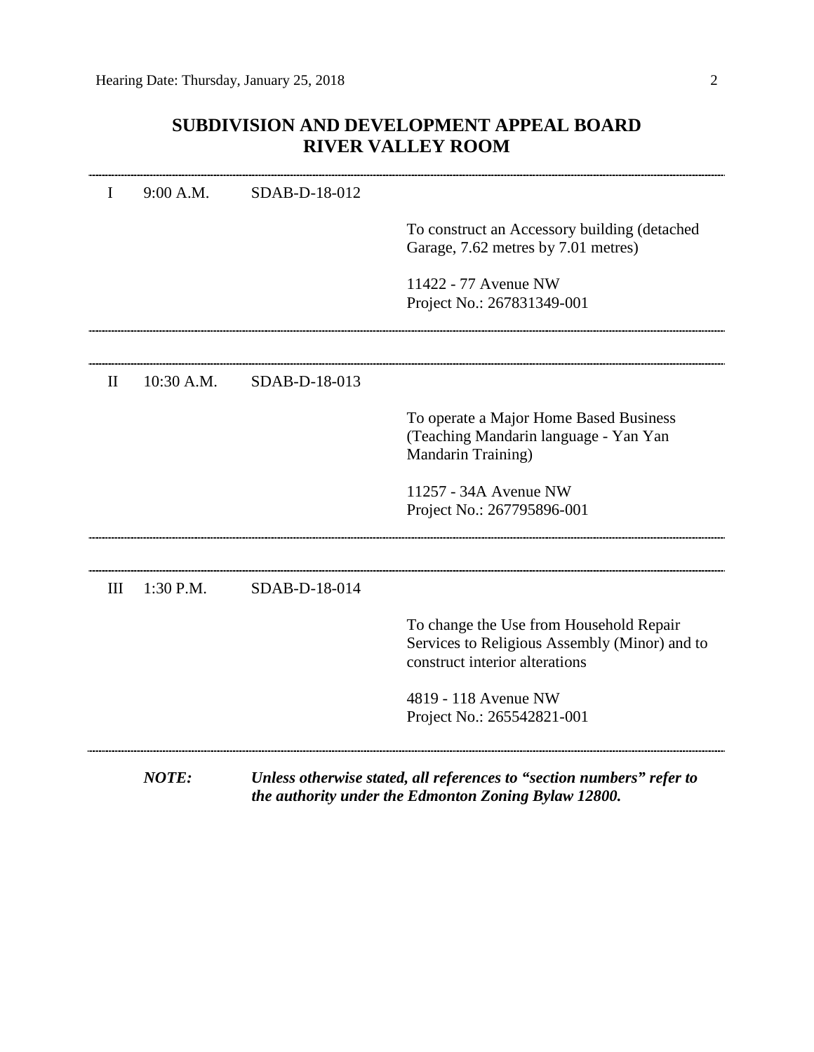## SUBDIVISION AND DEVELOPMENT APPEAL BOARD
## RIVER VALLEY ROOM

---

I 9:00 A.M. SDAB-D-18-012

To construct an Accessory building (detached Garage, 7.62 metres by 7.01 metres)

11422 - 77 Avenue NW
Project No.: 267831349-001

---

II 10:30 A.M. SDAB-D-18-013

To operate a Major Home Based Business (Teaching Mandarin language - Yan Yan Mandarin Training)

11257 - 34A Avenue NW
Project No.: 267795896-001

---

III 1:30 P.M. SDAB-D-18-014

To change the Use from Household Repair Services to Religious Assembly (Minor) and to construct interior alterations

4819 - 118 Avenue NW
Project No.: 265542821-001

---

***NOTE:*** ***Unless otherwise stated, all references to "section numbers" refer to the authority under the Edmonton Zoning Bylaw 12800.***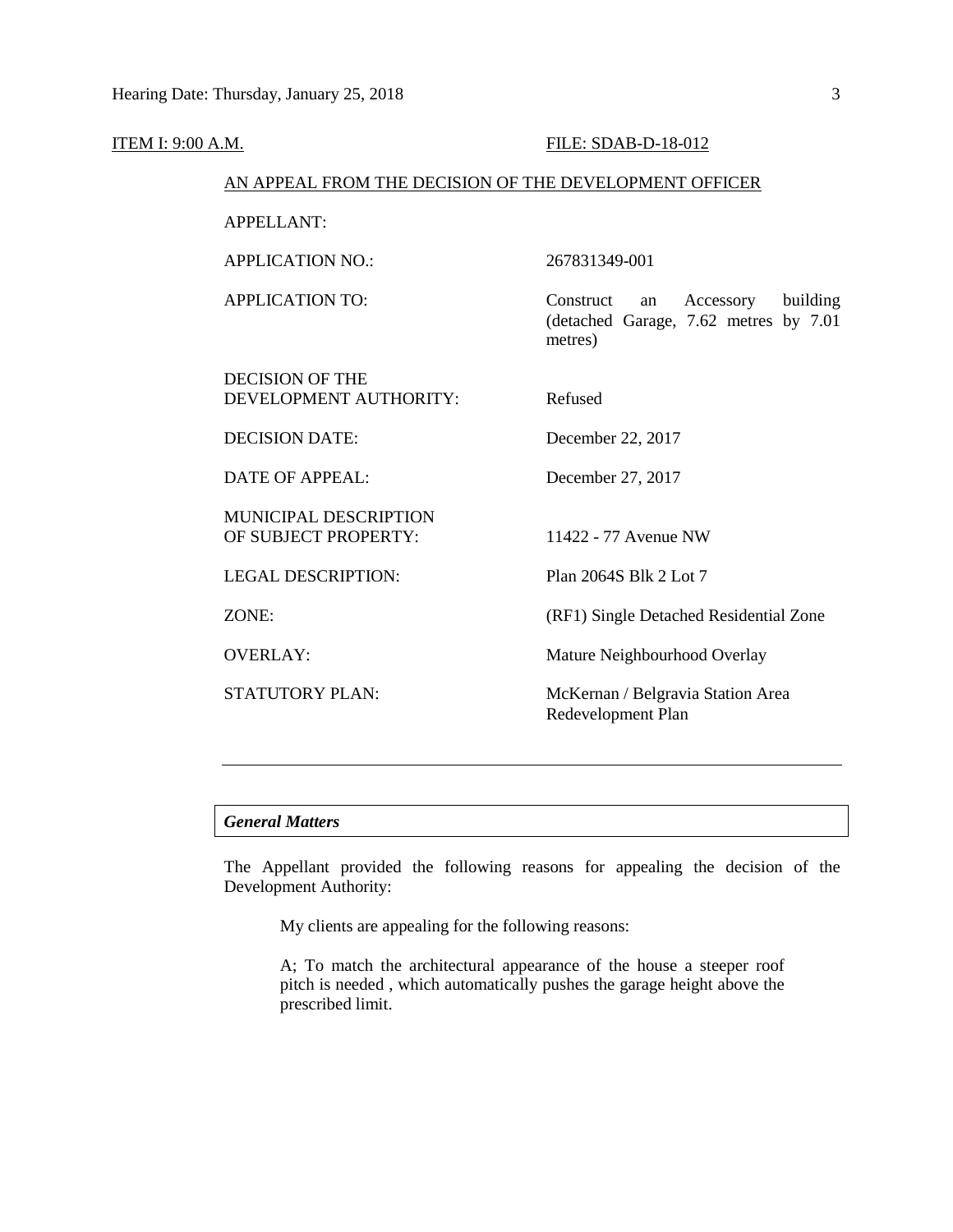ITEM I: 9:00 A.M. FILE: SDAB-D-18-012

AN APPEAL FROM THE DECISION OF THE DEVELOPMENT OFFICER

| | |
|---|---|
| APPELLANT: | |
| APPLICATION NO.: | 267831349-001 |
| APPLICATION TO: | Construct an Accessory building (detached Garage, 7.62 metres by 7.01 metres) |
| DECISION OF THE DEVELOPMENT AUTHORITY: | Refused |
| DECISION DATE: | December 22, 2017 |
| DATE OF APPEAL: | December 27, 2017 |
| MUNICIPAL DESCRIPTION OF SUBJECT PROPERTY: | 11422 - 77 Avenue NW |
| LEGAL DESCRIPTION: | Plan 2064S Blk 2 Lot 7 |
| ZONE: | (RF1) Single Detached Residential Zone |
| OVERLAY: | Mature Neighbourhood Overlay |
| STATUTORY PLAN: | McKernan / Belgravia Station Area Redevelopment Plan |

---

***General Matters***

The Appellant provided the following reasons for appealing the decision of the Development Authority:

> My clients are appealing for the following reasons:
>
> A; To match the architectural appearance of the house a steeper roof pitch is needed , which automatically pushes the garage height above the prescribed limit.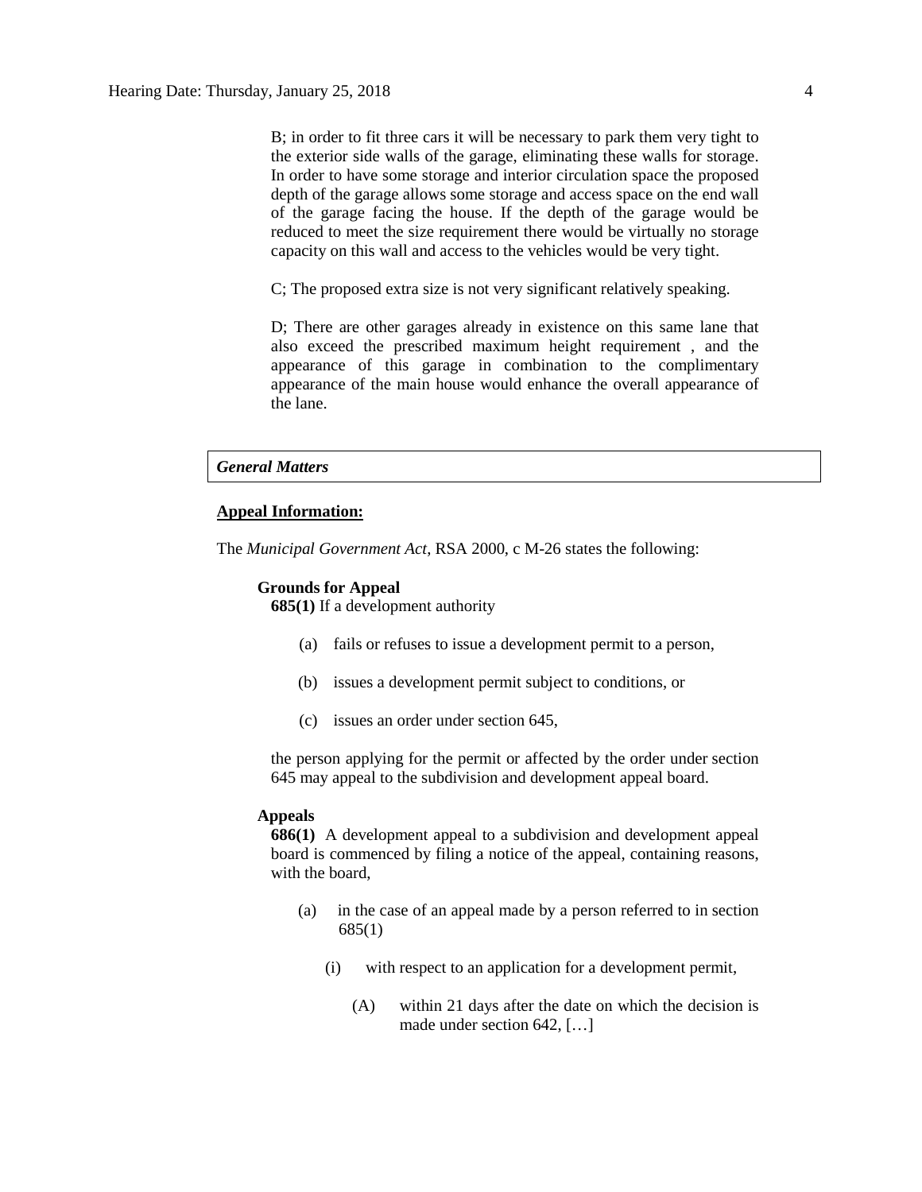B; in order to fit three cars it will be necessary to park them very tight to the exterior side walls of the garage, eliminating these walls for storage. In order to have some storage and interior circulation space the proposed depth of the garage allows some storage and access space on the end wall of the garage facing the house. If the depth of the garage would be reduced to meet the size requirement there would be virtually no storage capacity on this wall and access to the vehicles would be very tight.

C; The proposed extra size is not very significant relatively speaking.

D; There are other garages already in existence on this same lane that also exceed the prescribed maximum height requirement , and the appearance of this garage in combination to the complimentary appearance of the main house would enhance the overall appearance of the lane.

***General Matters***

**Appeal Information:**

The *Municipal Government Act*, RSA 2000, c M-26 states the following:

**Grounds for Appeal**

**685(1)** If a development authority

(a) fails or refuses to issue a development permit to a person,

(b) issues a development permit subject to conditions, or

(c) issues an order under section 645,

the person applying for the permit or affected by the order under section 645 may appeal to the subdivision and development appeal board.

**Appeals**

**686(1)** A development appeal to a subdivision and development appeal board is commenced by filing a notice of the appeal, containing reasons, with the board,

(a) in the case of an appeal made by a person referred to in section 685(1)

(i) with respect to an application for a development permit,

(A) within 21 days after the date on which the decision is made under section 642, […]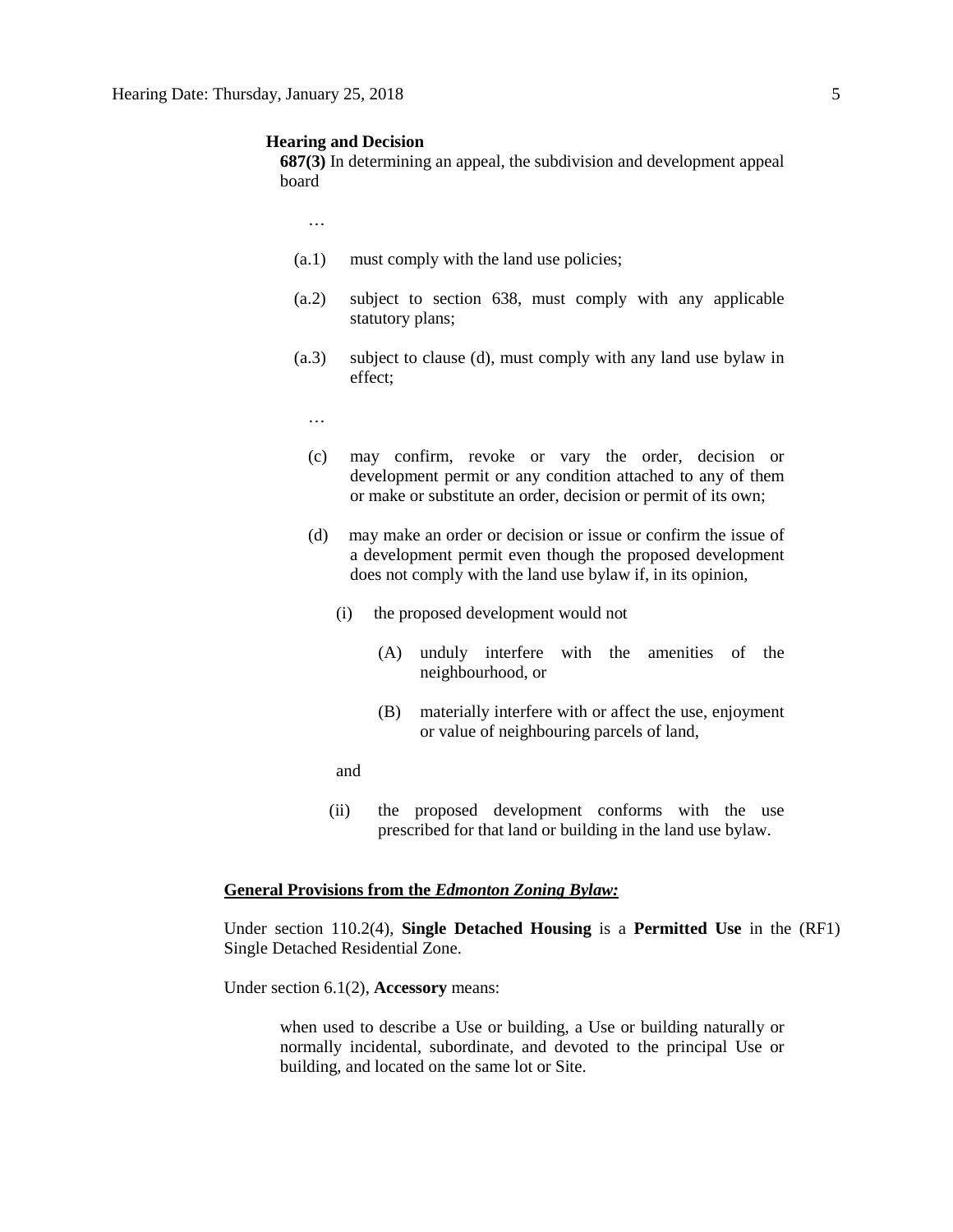**Hearing and Decision**

**687(3)** In determining an appeal, the subdivision and development appeal board

…

(a.1) must comply with the land use policies;

(a.2) subject to section 638, must comply with any applicable statutory plans;

(a.3) subject to clause (d), must comply with any land use bylaw in effect;

…

(c) may confirm, revoke or vary the order, decision or development permit or any condition attached to any of them or make or substitute an order, decision or permit of its own;

(d) may make an order or decision or issue or confirm the issue of a development permit even though the proposed development does not comply with the land use bylaw if, in its opinion,

(i) the proposed development would not

(A) unduly interfere with the amenities of the neighbourhood, or

(B) materially interfere with or affect the use, enjoyment or value of neighbouring parcels of land,

and

(ii) the proposed development conforms with the use prescribed for that land or building in the land use bylaw.

**General Provisions from the *Edmonton Zoning Bylaw:***

Under section 110.2(4), **Single Detached Housing** is a **Permitted Use** in the (RF1) Single Detached Residential Zone.

Under section 6.1(2), **Accessory** means:

> when used to describe a Use or building, a Use or building naturally or normally incidental, subordinate, and devoted to the principal Use or building, and located on the same lot or Site.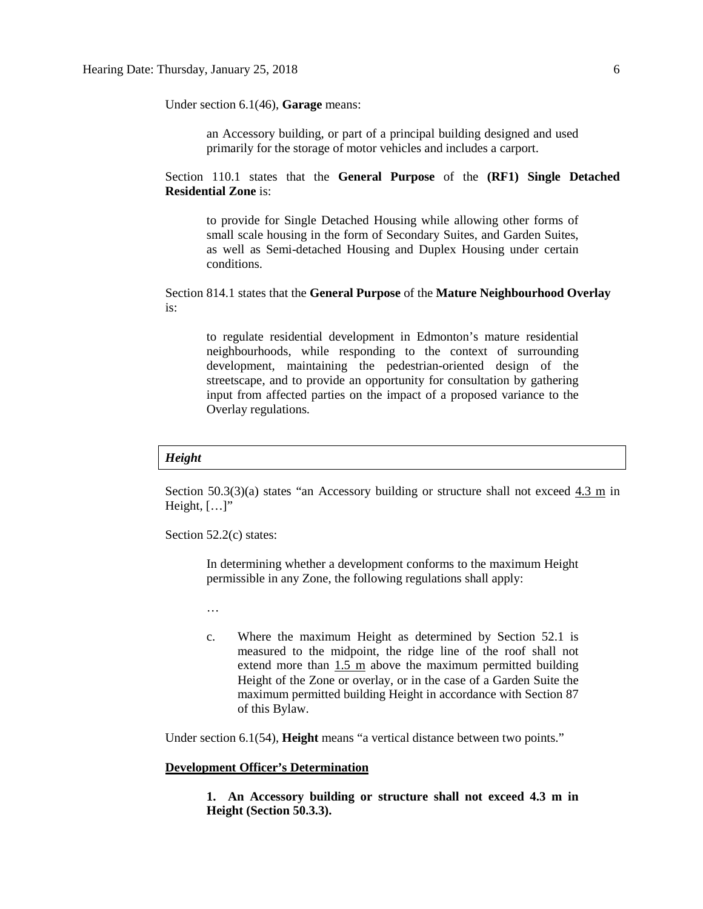Under section 6.1(46), **Garage** means:

> an Accessory building, or part of a principal building designed and used primarily for the storage of motor vehicles and includes a carport.

Section 110.1 states that the **General Purpose** of the **(RF1) Single Detached Residential Zone** is:

> to provide for Single Detached Housing while allowing other forms of small scale housing in the form of Secondary Suites, and Garden Suites, as well as Semi-detached Housing and Duplex Housing under certain conditions.

Section 814.1 states that the **General Purpose** of the **Mature Neighbourhood Overlay** is:

> to regulate residential development in Edmonton's mature residential neighbourhoods, while responding to the context of surrounding development, maintaining the pedestrian-oriented design of the streetscape, and to provide an opportunity for consultation by gathering input from affected parties on the impact of a proposed variance to the Overlay regulations.

***Height***

Section 50.3(3)(a) states "an Accessory building or structure shall not exceed 4.3 m in Height, […]"

Section 52.2(c) states:

> In determining whether a development conforms to the maximum Height permissible in any Zone, the following regulations shall apply:
>
> …
>
> c. Where the maximum Height as determined by Section 52.1 is measured to the midpoint, the ridge line of the roof shall not extend more than 1.5 m above the maximum permitted building Height of the Zone or overlay, or in the case of a Garden Suite the maximum permitted building Height in accordance with Section 87 of this Bylaw.

Under section 6.1(54), **Height** means "a vertical distance between two points."

**Development Officer's Determination**

> **1. An Accessory building or structure shall not exceed 4.3 m in Height (Section 50.3.3).**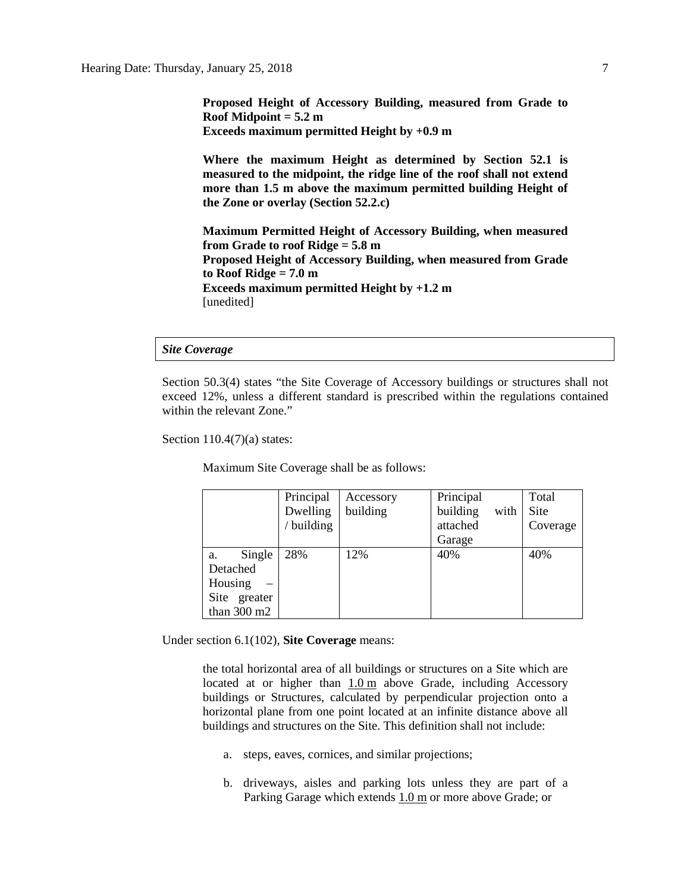**Proposed Height of Accessory Building, measured from Grade to Roof Midpoint = 5.2 m**
**Exceeds maximum permitted Height by +0.9 m**

**Where the maximum Height as determined by Section 52.1 is measured to the midpoint, the ridge line of the roof shall not extend more than 1.5 m above the maximum permitted building Height of the Zone or overlay (Section 52.2.c)**

**Maximum Permitted Height of Accessory Building, when measured from Grade to roof Ridge = 5.8 m**
**Proposed Height of Accessory Building, when measured from Grade to Roof Ridge = 7.0 m**
**Exceeds maximum permitted Height by +1.2 m**
[unedited]

***Site Coverage***

Section 50.3(4) states "the Site Coverage of Accessory buildings or structures shall not exceed 12%, unless a different standard is prescribed within the regulations contained within the relevant Zone."

Section 110.4(7)(a) states:

Maximum Site Coverage shall be as follows:

| | Principal Dwelling / building | Accessory building | Principal building with attached Garage | Total Site Coverage |
|---|---|---|---|---|
| a. Single Detached Housing – Site greater than 300 m2 | 28% | 12% | 40% | 40% |

Under section 6.1(102), **Site Coverage** means:

the total horizontal area of all buildings or structures on a Site which are located at or higher than 1.0 m above Grade, including Accessory buildings or Structures, calculated by perpendicular projection onto a horizontal plane from one point located at an infinite distance above all buildings and structures on the Site. This definition shall not include:

a. steps, eaves, cornices, and similar projections;

b. driveways, aisles and parking lots unless they are part of a Parking Garage which extends 1.0 m or more above Grade; or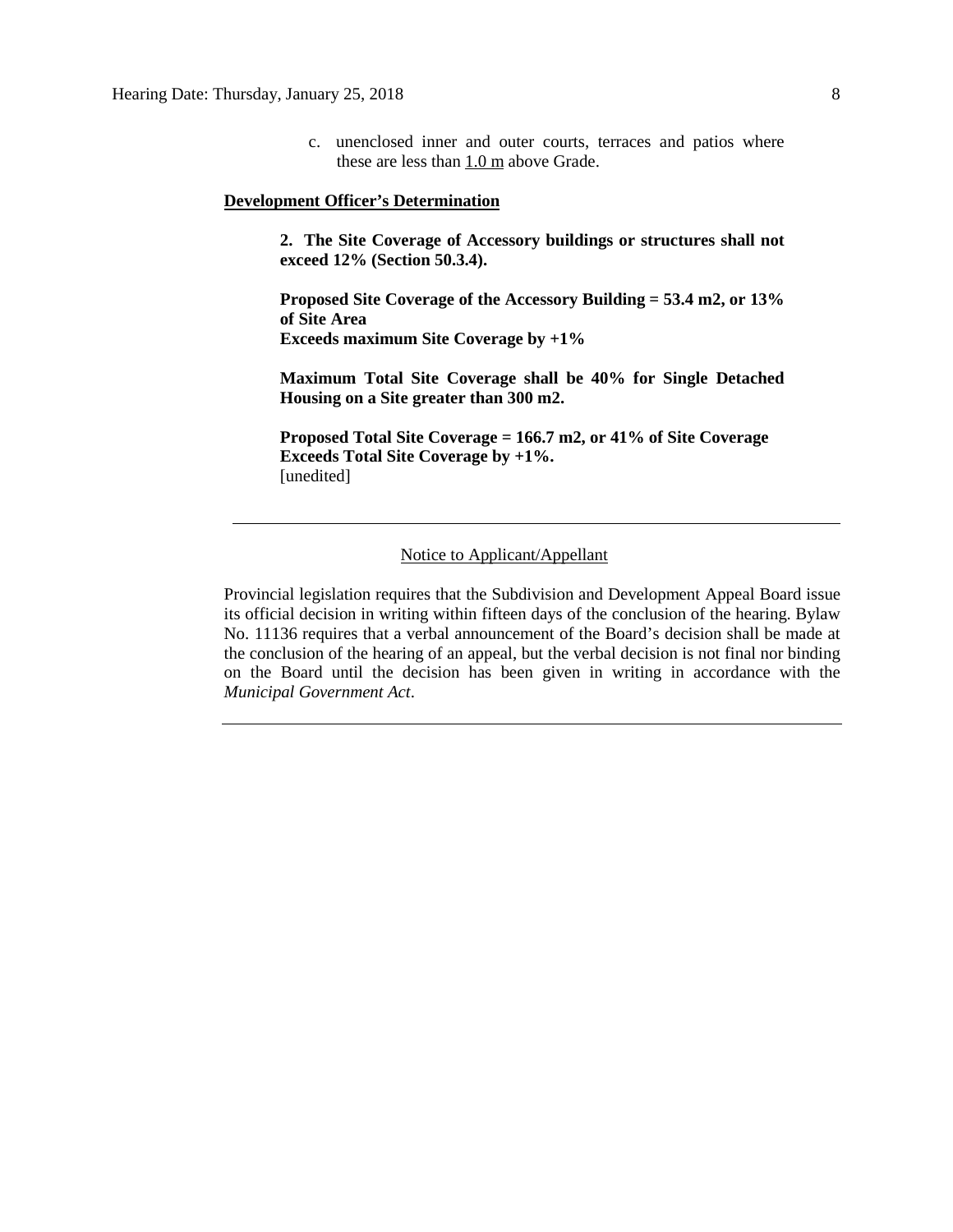c. unenclosed inner and outer courts, terraces and patios where these are less than 1.0 m above Grade.

**Development Officer's Determination**

**2. The Site Coverage of Accessory buildings or structures shall not exceed 12% (Section 50.3.4).**

**Proposed Site Coverage of the Accessory Building = 53.4 m2, or 13% of Site Area**
**Exceeds maximum Site Coverage by +1%**

**Maximum Total Site Coverage shall be 40% for Single Detached Housing on a Site greater than 300 m2.**

**Proposed Total Site Coverage = 166.7 m2, or 41% of Site Coverage**
**Exceeds Total Site Coverage by +1%.**
[unedited]

---

Notice to Applicant/Appellant

Provincial legislation requires that the Subdivision and Development Appeal Board issue its official decision in writing within fifteen days of the conclusion of the hearing. Bylaw No. 11136 requires that a verbal announcement of the Board's decision shall be made at the conclusion of the hearing of an appeal, but the verbal decision is not final nor binding on the Board until the decision has been given in writing in accordance with the *Municipal Government Act*.

---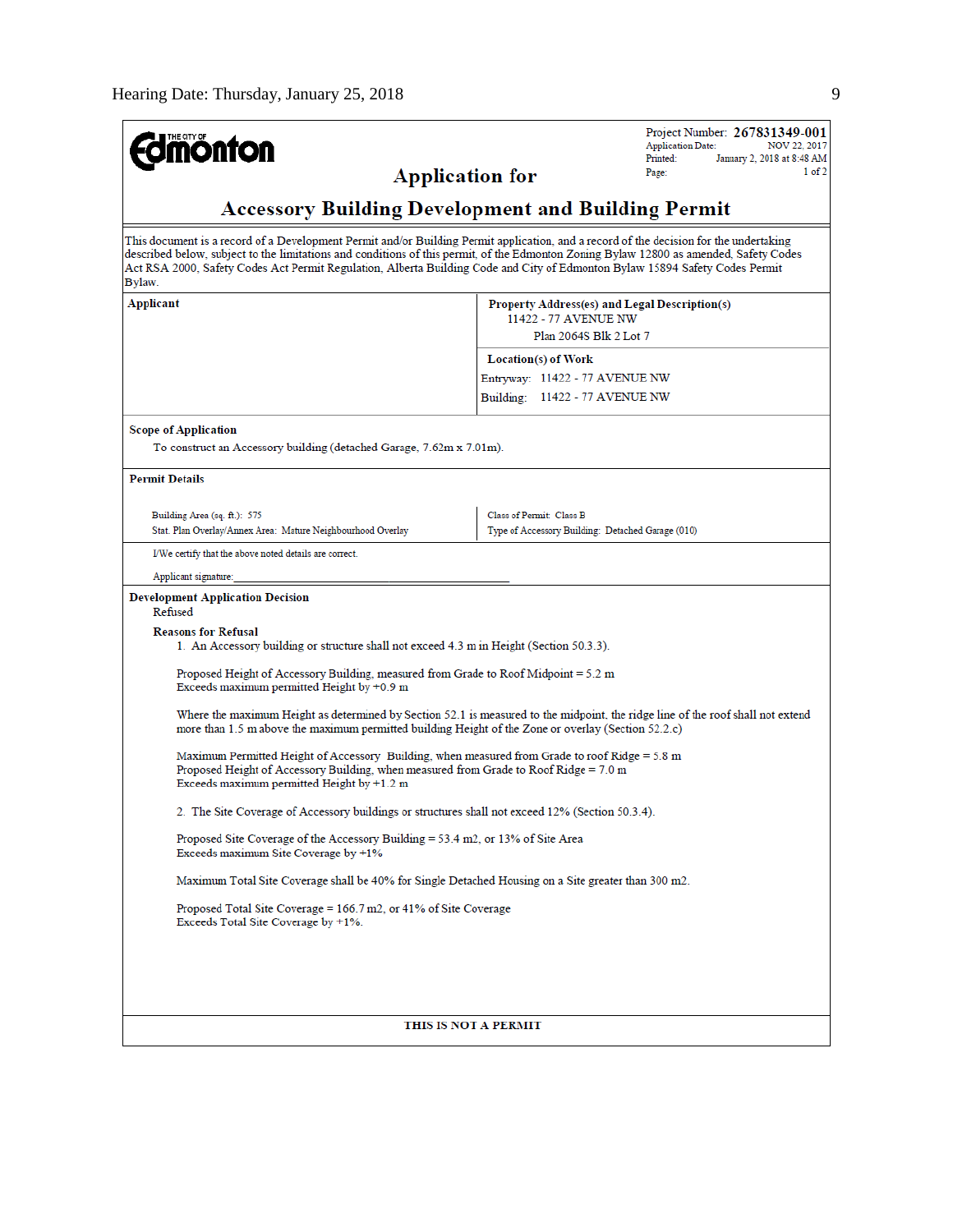**Edmonton** (The City of)

Project Number: **267831349-001**
Application Date: NOV 22, 2017
Printed: January 2, 2018 at 8:48 AM
Page: 1 of 2

# Application for
# Accessory Building Development and Building Permit

This document is a record of a Development Permit and/or Building Permit application, and a record of the decision for the undertaking described below, subject to the limitations and conditions of this permit, of the Edmonton Zoning Bylaw 12800 as amended, Safety Codes Act RSA 2000, Safety Codes Act Permit Regulation, Alberta Building Code and City of Edmonton Bylaw 15894 Safety Codes Permit Bylaw.

| **Applicant** | **Property Address(es) and Legal Description(s)** |
|---|---|
| | 11422 - 77 AVENUE NW<br>Plan 2064S Blk 2 Lot 7 |
| | **Location(s) of Work**<br>Entryway: 11422 - 77 AVENUE NW<br>Building: 11422 - 77 AVENUE NW |

**Scope of Application**

To construct an Accessory building (detached Garage, 7.62m x 7.01m).

**Permit Details**

| | |
|---|---|
| Building Area (sq. ft.): 575 | Class of Permit: Class B |
| Stat. Plan Overlay/Annex Area: Mature Neighbourhood Overlay | Type of Accessory Building: Detached Garage (010) |

I/We certify that the above noted details are correct.

Applicant signature: ____________________

**Development Application Decision**

Refused

**Reasons for Refusal**

1. An Accessory building or structure shall not exceed 4.3 m in Height (Section 50.3.3).

Proposed Height of Accessory Building, measured from Grade to Roof Midpoint = 5.2 m
Exceeds maximum permitted Height by +0.9 m

Where the maximum Height as determined by Section 52.1 is measured to the midpoint, the ridge line of the roof shall not extend more than 1.5 m above the maximum permitted building Height of the Zone or overlay (Section 52.2.c)

Maximum Permitted Height of Accessory Building, when measured from Grade to roof Ridge = 5.8 m
Proposed Height of Accessory Building, when measured from Grade to Roof Ridge = 7.0 m
Exceeds maximum permitted Height by +1.2 m

2. The Site Coverage of Accessory buildings or structures shall not exceed 12% (Section 50.3.4).

Proposed Site Coverage of the Accessory Building = 53.4 m2, or 13% of Site Area
Exceeds maximum Site Coverage by +1%

Maximum Total Site Coverage shall be 40% for Single Detached Housing on a Site greater than 300 m2.

Proposed Total Site Coverage = 166.7 m2, or 41% of Site Coverage
Exceeds Total Site Coverage by +1%.

**THIS IS NOT A PERMIT**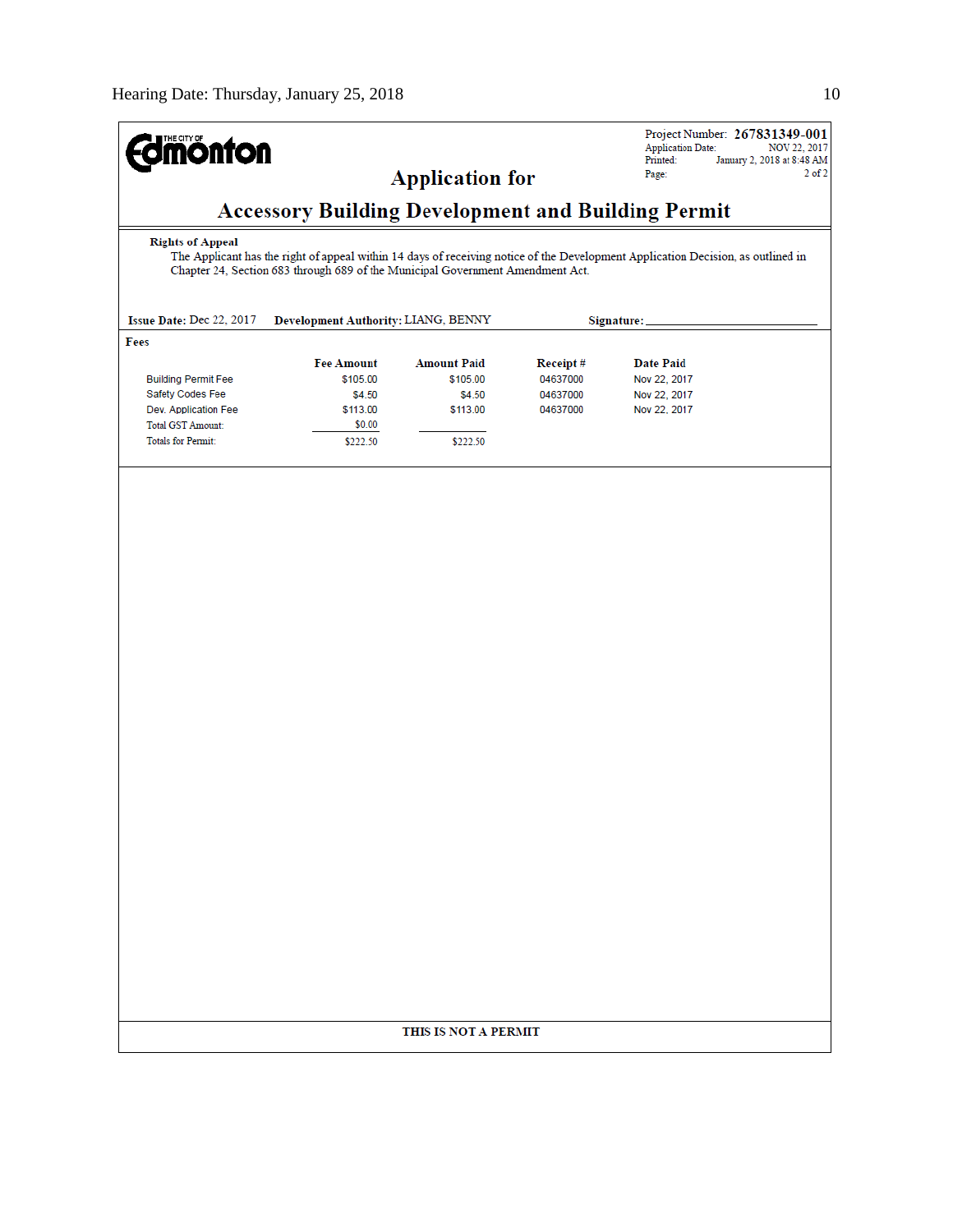Project Number: **267831349-001**
Application Date: NOV 22, 2017
Printed: January 2, 2018 at 8:48 AM
Page: 2 of 2

# Application for

# Accessory Building Development and Building Permit

**Rights of Appeal**

The Applicant has the right of appeal within 14 days of receiving notice of the Development Application Decision, as outlined in Chapter 24, Section 683 through 689 of the Municipal Government Amendment Act.

**Issue Date:** Dec 22, 2017 **Development Authority:** LIANG, BENNY **Signature:** ______________________

**Fees**

| | Fee Amount | Amount Paid | Receipt # | Date Paid |
|---|---|---|---|---|
| Building Permit Fee | $105.00 | $105.00 | 04637000 | Nov 22, 2017 |
| Safety Codes Fee | $4.50 | $4.50 | 04637000 | Nov 22, 2017 |
| Dev. Application Fee | $113.00 | $113.00 | 04637000 | Nov 22, 2017 |
| Total GST Amount: | $0.00 | | | |
| Totals for Permit: | $222.50 | $222.50 | | |

**THIS IS NOT A PERMIT**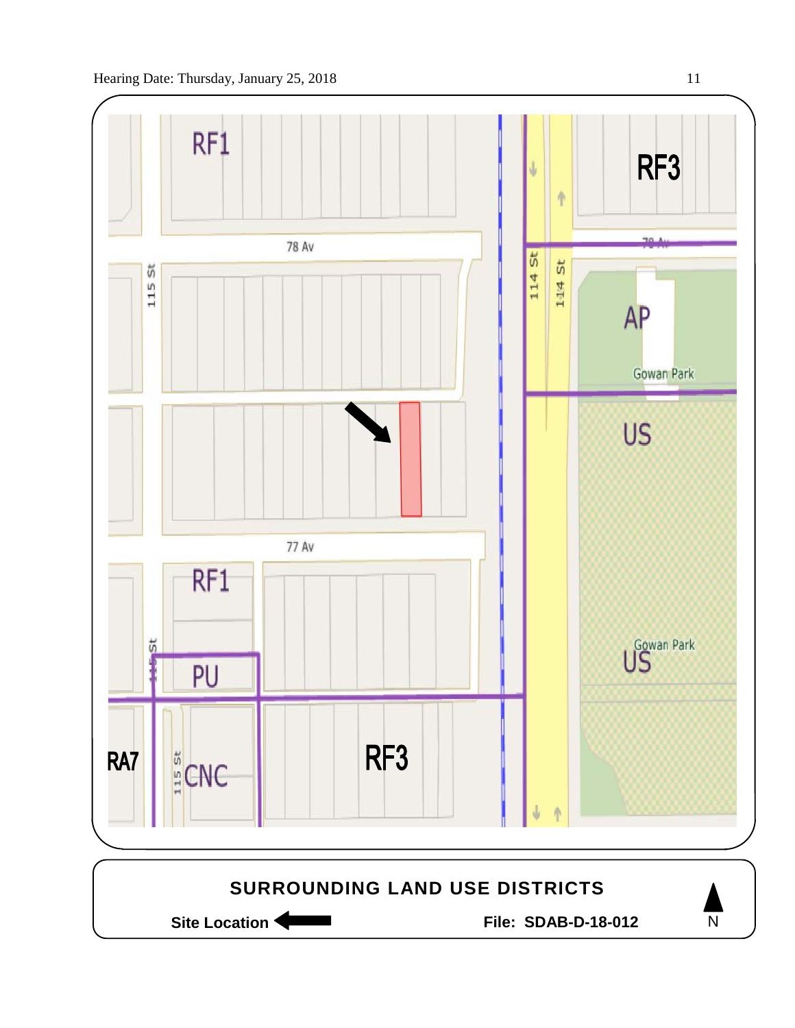RF1

RF3

78 Av

115 St

114 St

114 St

AP

Gowan Park

US

77 Av

RF1

PU

115 St

RA7

115 St

CNC

RF3

Gowan Park

US

**SURROUNDING LAND USE DISTRICTS**

**Site Location** ⬅

**File: SDAB-D-18-012**

N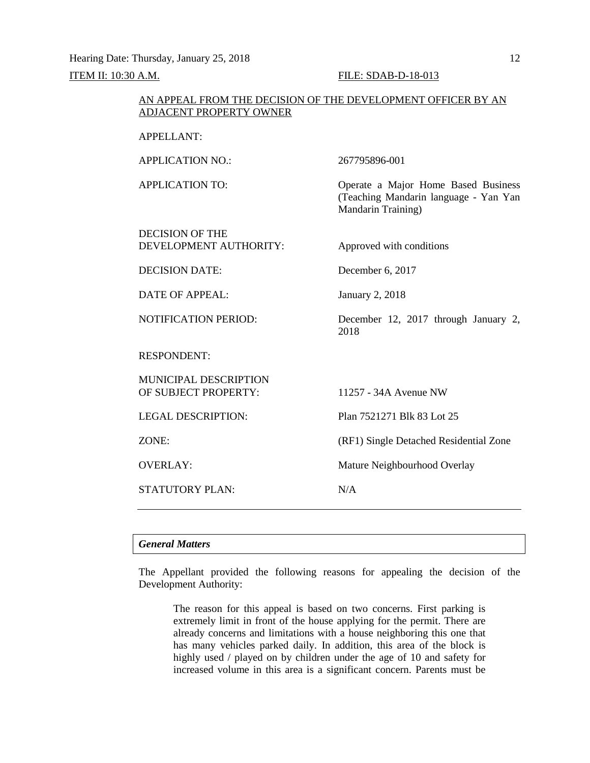ITEM II: 10:30 A.M. FILE: SDAB-D-18-013

AN APPEAL FROM THE DECISION OF THE DEVELOPMENT OFFICER BY AN ADJACENT PROPERTY OWNER

| | |
|---|---|
| APPELLANT: | |
| APPLICATION NO.: | 267795896-001 |
| APPLICATION TO: | Operate a Major Home Based Business (Teaching Mandarin language - Yan Yan Mandarin Training) |
| DECISION OF THE DEVELOPMENT AUTHORITY: | Approved with conditions |
| DECISION DATE: | December 6, 2017 |
| DATE OF APPEAL: | January 2, 2018 |
| NOTIFICATION PERIOD: | December 12, 2017 through January 2, 2018 |
| RESPONDENT: | |
| MUNICIPAL DESCRIPTION OF SUBJECT PROPERTY: | 11257 - 34A Avenue NW |
| LEGAL DESCRIPTION: | Plan 7521271 Blk 83 Lot 25 |
| ZONE: | (RF1) Single Detached Residential Zone |
| OVERLAY: | Mature Neighbourhood Overlay |
| STATUTORY PLAN: | N/A |

---

### *General Matters*

The Appellant provided the following reasons for appealing the decision of the Development Authority:

> The reason for this appeal is based on two concerns. First parking is extremely limit in front of the house applying for the permit. There are already concerns and limitations with a house neighboring this one that has many vehicles parked daily. In addition, this area of the block is highly used / played on by children under the age of 10 and safety for increased volume in this area is a significant concern. Parents must be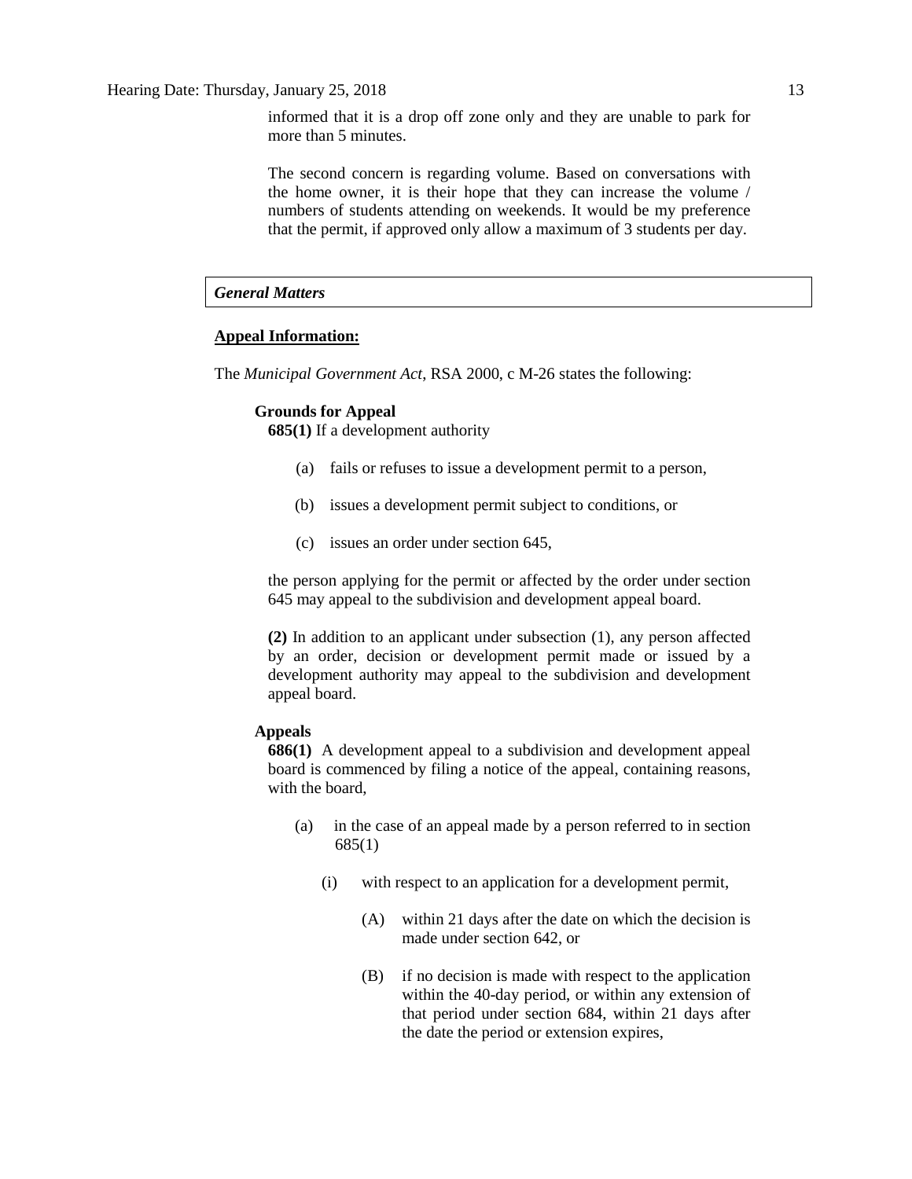informed that it is a drop off zone only and they are unable to park for more than 5 minutes.

The second concern is regarding volume. Based on conversations with the home owner, it is their hope that they can increase the volume / numbers of students attending on weekends. It would be my preference that the permit, if approved only allow a maximum of 3 students per day.

### *General Matters*

**Appeal Information:**

The *Municipal Government Act*, RSA 2000, c M-26 states the following:

**Grounds for Appeal**

**685(1)** If a development authority

(a) fails or refuses to issue a development permit to a person,

(b) issues a development permit subject to conditions, or

(c) issues an order under section 645,

the person applying for the permit or affected by the order under section 645 may appeal to the subdivision and development appeal board.

**(2)** In addition to an applicant under subsection (1), any person affected by an order, decision or development permit made or issued by a development authority may appeal to the subdivision and development appeal board.

**Appeals**

**686(1)** A development appeal to a subdivision and development appeal board is commenced by filing a notice of the appeal, containing reasons, with the board,

(a) in the case of an appeal made by a person referred to in section 685(1)

(i) with respect to an application for a development permit,

(A) within 21 days after the date on which the decision is made under section 642, or

(B) if no decision is made with respect to the application within the 40-day period, or within any extension of that period under section 684, within 21 days after the date the period or extension expires,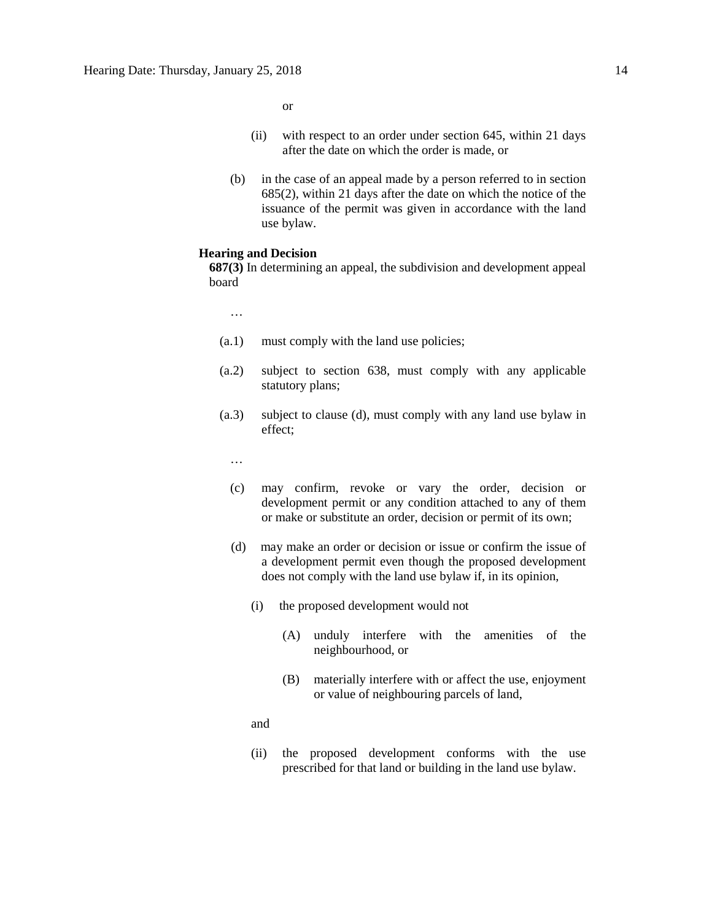or

(ii) with respect to an order under section 645, within 21 days after the date on which the order is made, or

(b) in the case of an appeal made by a person referred to in section 685(2), within 21 days after the date on which the notice of the issuance of the permit was given in accordance with the land use bylaw.

**Hearing and Decision**

**687(3)** In determining an appeal, the subdivision and development appeal board

…

(a.1) must comply with the land use policies;

(a.2) subject to section 638, must comply with any applicable statutory plans;

(a.3) subject to clause (d), must comply with any land use bylaw in effect;

…

(c) may confirm, revoke or vary the order, decision or development permit or any condition attached to any of them or make or substitute an order, decision or permit of its own;

(d) may make an order or decision or issue or confirm the issue of a development permit even though the proposed development does not comply with the land use bylaw if, in its opinion,

(i) the proposed development would not

(A) unduly interfere with the amenities of the neighbourhood, or

(B) materially interfere with or affect the use, enjoyment or value of neighbouring parcels of land,

and

(ii) the proposed development conforms with the use prescribed for that land or building in the land use bylaw.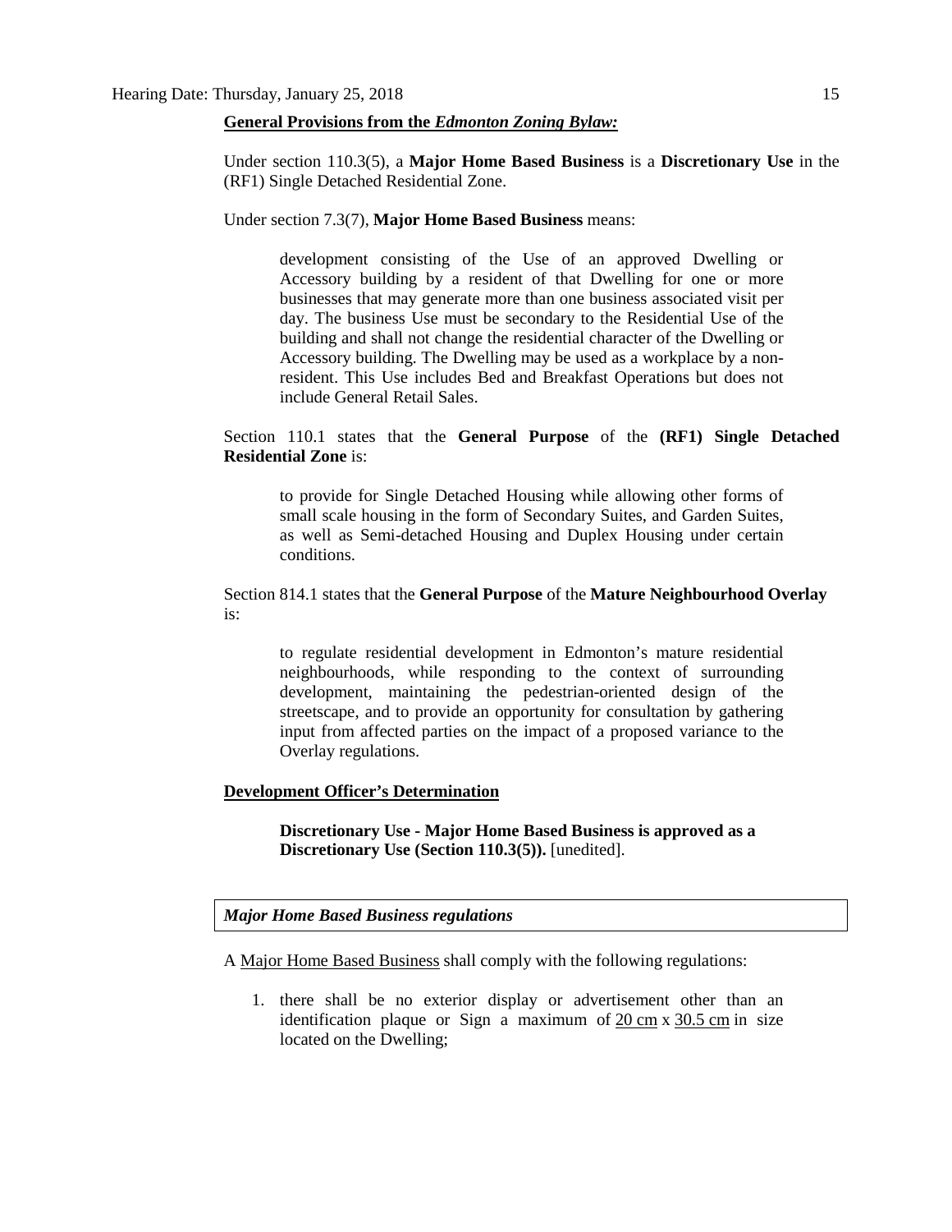**General Provisions from the *Edmonton Zoning Bylaw:***

Under section 110.3(5), a **Major Home Based Business** is a **Discretionary Use** in the (RF1) Single Detached Residential Zone.

Under section 7.3(7), **Major Home Based Business** means:

> development consisting of the Use of an approved Dwelling or Accessory building by a resident of that Dwelling for one or more businesses that may generate more than one business associated visit per day. The business Use must be secondary to the Residential Use of the building and shall not change the residential character of the Dwelling or Accessory building. The Dwelling may be used as a workplace by a non-resident. This Use includes Bed and Breakfast Operations but does not include General Retail Sales.

Section 110.1 states that the **General Purpose** of the **(RF1) Single Detached Residential Zone** is:

> to provide for Single Detached Housing while allowing other forms of small scale housing in the form of Secondary Suites, and Garden Suites, as well as Semi-detached Housing and Duplex Housing under certain conditions.

Section 814.1 states that the **General Purpose** of the **Mature Neighbourhood Overlay** is:

> to regulate residential development in Edmonton's mature residential neighbourhoods, while responding to the context of surrounding development, maintaining the pedestrian-oriented design of the streetscape, and to provide an opportunity for consultation by gathering input from affected parties on the impact of a proposed variance to the Overlay regulations.

**Development Officer's Determination**

> **Discretionary Use - Major Home Based Business is approved as a Discretionary Use (Section 110.3(5)).** [unedited].

***Major Home Based Business regulations***

A Major Home Based Business shall comply with the following regulations:

1. there shall be no exterior display or advertisement other than an identification plaque or Sign a maximum of 20 cm x 30.5 cm in size located on the Dwelling;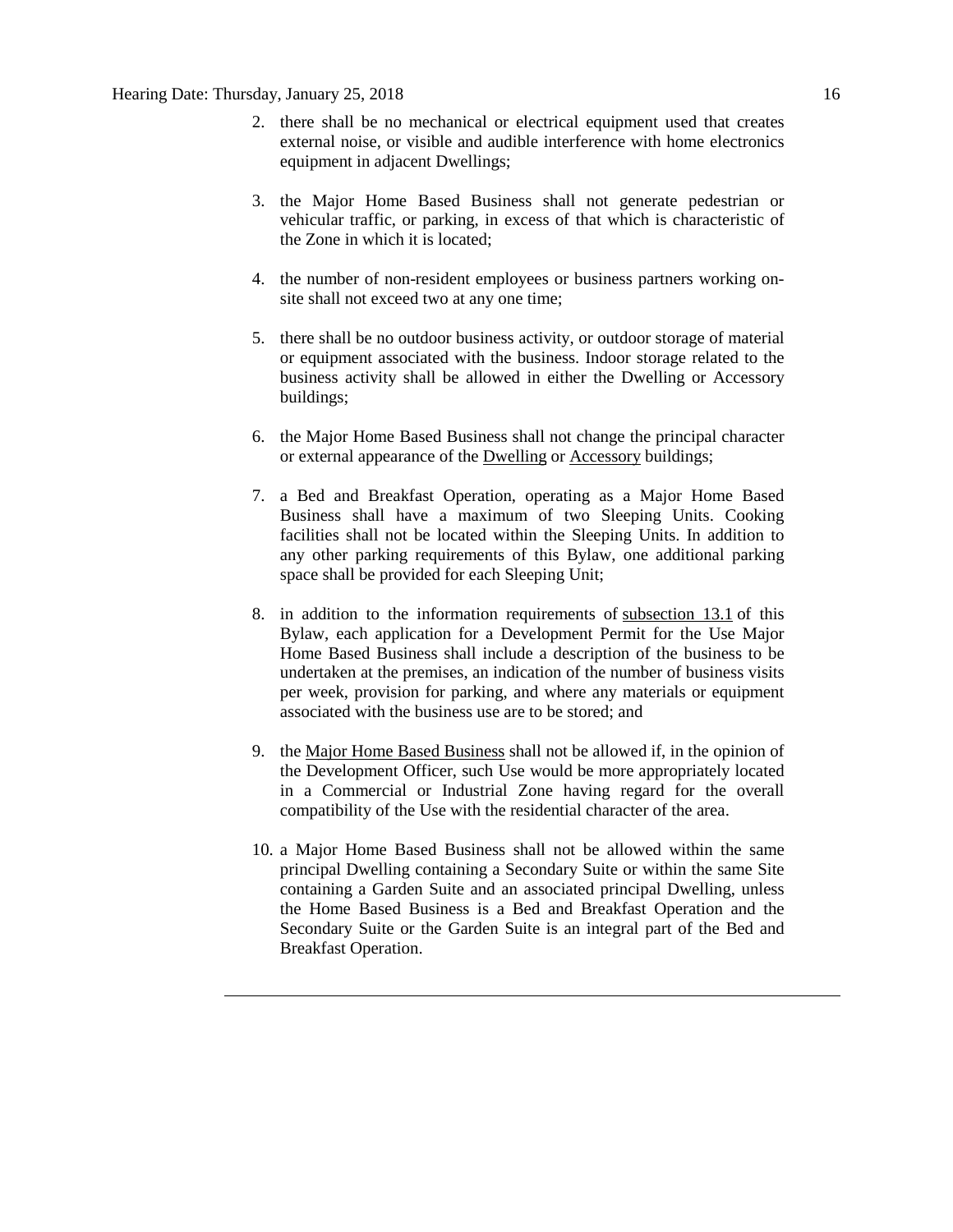2. there shall be no mechanical or electrical equipment used that creates external noise, or visible and audible interference with home electronics equipment in adjacent Dwellings;

3. the Major Home Based Business shall not generate pedestrian or vehicular traffic, or parking, in excess of that which is characteristic of the Zone in which it is located;

4. the number of non-resident employees or business partners working on-site shall not exceed two at any one time;

5. there shall be no outdoor business activity, or outdoor storage of material or equipment associated with the business. Indoor storage related to the business activity shall be allowed in either the Dwelling or Accessory buildings;

6. the Major Home Based Business shall not change the principal character or external appearance of the Dwelling or Accessory buildings;

7. a Bed and Breakfast Operation, operating as a Major Home Based Business shall have a maximum of two Sleeping Units. Cooking facilities shall not be located within the Sleeping Units. In addition to any other parking requirements of this Bylaw, one additional parking space shall be provided for each Sleeping Unit;

8. in addition to the information requirements of subsection 13.1 of this Bylaw, each application for a Development Permit for the Use Major Home Based Business shall include a description of the business to be undertaken at the premises, an indication of the number of business visits per week, provision for parking, and where any materials or equipment associated with the business use are to be stored; and

9. the Major Home Based Business shall not be allowed if, in the opinion of the Development Officer, such Use would be more appropriately located in a Commercial or Industrial Zone having regard for the overall compatibility of the Use with the residential character of the area.

10. a Major Home Based Business shall not be allowed within the same principal Dwelling containing a Secondary Suite or within the same Site containing a Garden Suite and an associated principal Dwelling, unless the Home Based Business is a Bed and Breakfast Operation and the Secondary Suite or the Garden Suite is an integral part of the Bed and Breakfast Operation.

---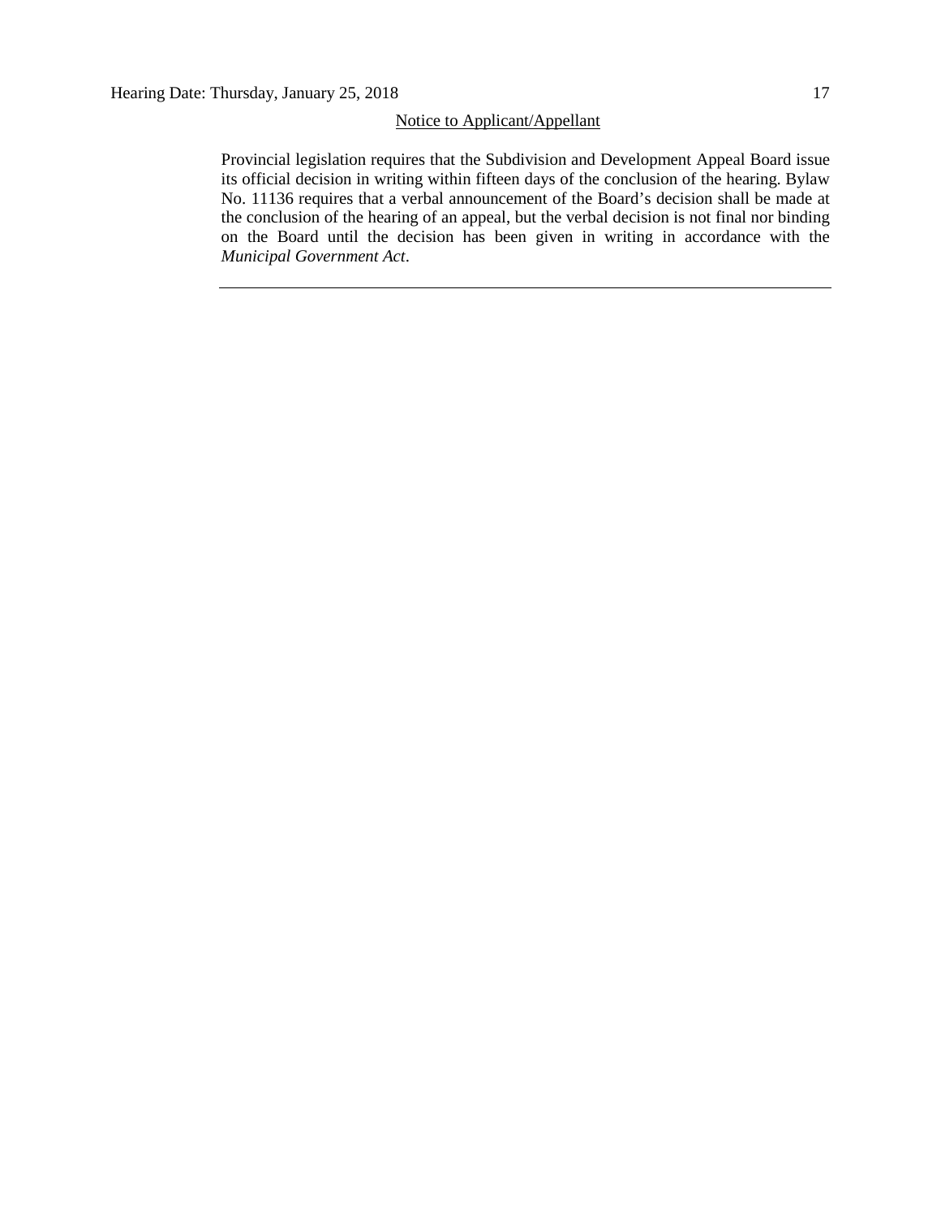Notice to Applicant/Appellant

Provincial legislation requires that the Subdivision and Development Appeal Board issue its official decision in writing within fifteen days of the conclusion of the hearing. Bylaw No. 11136 requires that a verbal announcement of the Board's decision shall be made at the conclusion of the hearing of an appeal, but the verbal decision is not final nor binding on the Board until the decision has been given in writing in accordance with the *Municipal Government Act*.

---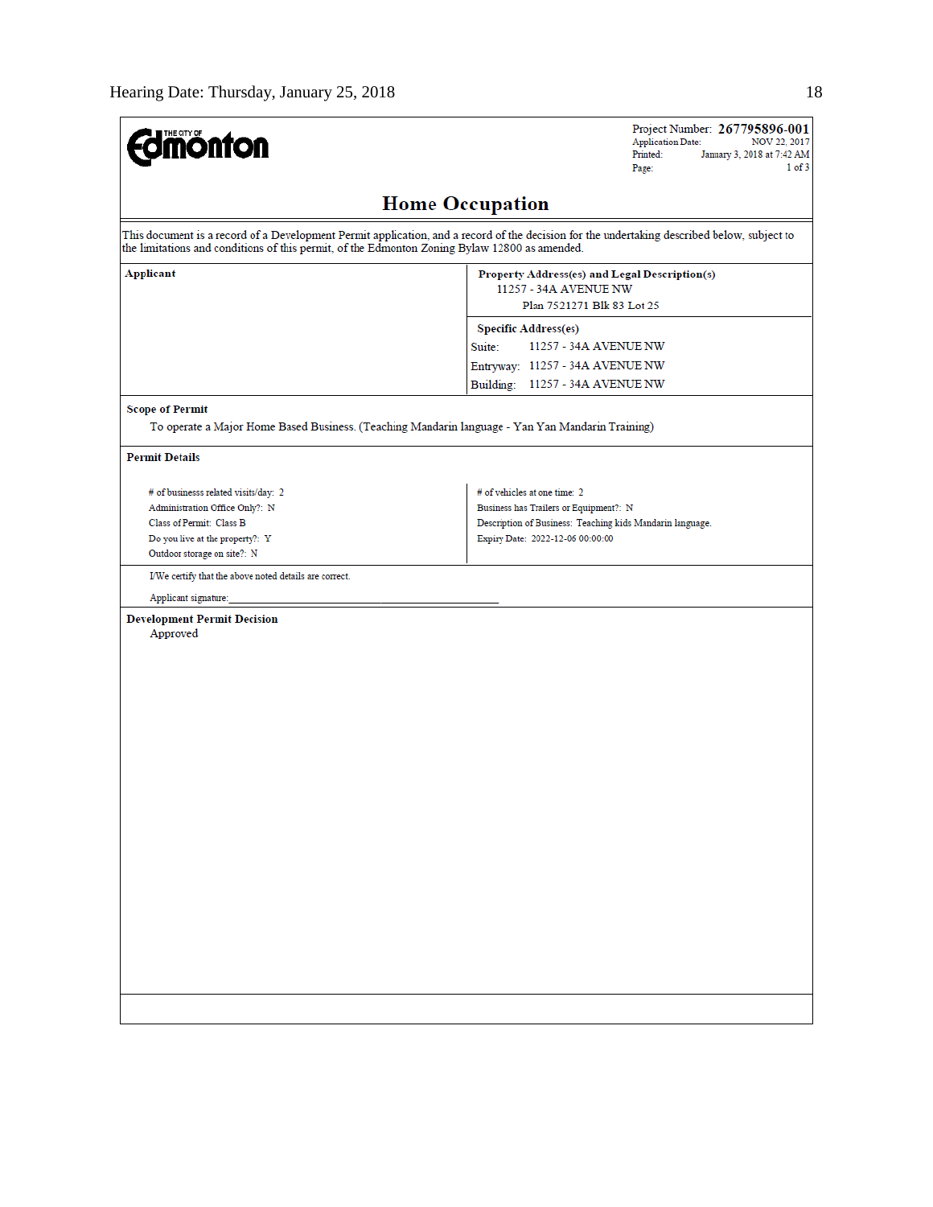THE CITY OF **Edmonton**

Project Number: **267795896-001**
Application Date: NOV 22, 2017
Printed: January 3, 2018 at 7:42 AM
Page: 1 of 3

# Home Occupation

This document is a record of a Development Permit application, and a record of the decision for the undertaking described below, subject to the limitations and conditions of this permit, of the Edmonton Zoning Bylaw 12800 as amended.

| **Applicant** | **Property Address(es) and Legal Description(s)** |
|---|---|
| | 11257 - 34A AVENUE NW<br>Plan 7521271 Blk 83 Lot 25 |
| | **Specific Address(es)**<br>Suite: 11257 - 34A AVENUE NW<br>Entryway: 11257 - 34A AVENUE NW<br>Building: 11257 - 34A AVENUE NW |

**Scope of Permit**

To operate a Major Home Based Business. (Teaching Mandarin language - Yan Yan Mandarin Training)

**Permit Details**

| | |
|---|---|
| # of businesss related visits/day: 2 | # of vehicles at one time: 2 |
| Administration Office Only?: N | Business has Trailers or Equipment?: N |
| Class of Permit: Class B | Description of Business: Teaching kids Mandarin language. |
| Do you live at the property?: Y | Expiry Date: 2022-12-06 00:00:00 |
| Outdoor storage on site?: N | |

I/We certify that the above noted details are correct.

Applicant signature:_______________________________

**Development Permit Decision**

Approved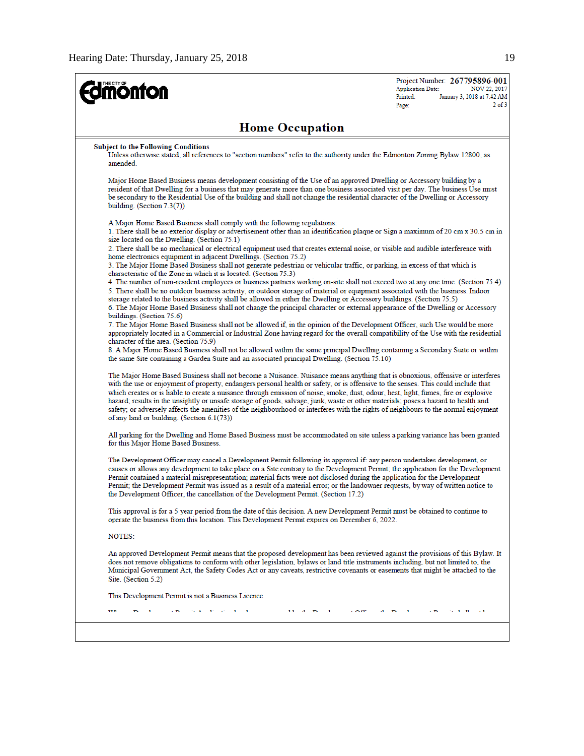THE CITY OF Edmonton

Project Number: **267795896-001**
Application Date: NOV 22, 2017
Printed: January 3, 2018 at 7:42 AM
Page: 2 of 3

## Home Occupation

**Subject to the Following Conditions**

Unless otherwise stated, all references to "section numbers" refer to the authority under the Edmonton Zoning Bylaw 12800, as amended.

Major Home Based Business means development consisting of the Use of an approved Dwelling or Accessory building by a resident of that Dwelling for a business that may generate more than one business associated visit per day. The business Use must be secondary to the Residential Use of the building and shall not change the residential character of the Dwelling or Accessory building. (Section 7.3(7))

A Major Home Based Business shall comply with the following regulations:

1. There shall be no exterior display or advertisement other than an identification plaque or Sign a maximum of 20 cm x 30.5 cm in size located on the Dwelling. (Section 75.1)
2. There shall be no mechanical or electrical equipment used that creates external noise, or visible and audible interference with home electronics equipment in adjacent Dwellings. (Section 75.2)
3. The Major Home Based Business shall not generate pedestrian or vehicular traffic, or parking, in excess of that which is characteristic of the Zone in which it is located. (Section 75.3)
4. The number of non-resident employees or business partners working on-site shall not exceed two at any one time. (Section 75.4)
5. There shall be no outdoor business activity, or outdoor storage of material or equipment associated with the business. Indoor storage related to the business activity shall be allowed in either the Dwelling or Accessory buildings. (Section 75.5)
6. The Major Home Based Business shall not change the principal character or external appearance of the Dwelling or Accessory buildings. (Section 75.6)
7. The Major Home Based Business shall not be allowed if, in the opinion of the Development Officer, such Use would be more appropriately located in a Commercial or Industrial Zone having regard for the overall compatibility of the Use with the residential character of the area. (Section 75.9)
8. A Major Home Based Business shall not be allowed within the same principal Dwelling containing a Secondary Suite or within the same Site containing a Garden Suite and an associated principal Dwelling. (Section 75.10)

The Major Home Based Business shall not become a Nuisance. Nuisance means anything that is obnoxious, offensive or interferes with the use or enjoyment of property, endangers personal health or safety, or is offensive to the senses. This could include that which creates or is liable to create a nuisance through emission of noise, smoke, dust, odour, heat, light, fumes, fire or explosive hazard; results in the unsightly or unsafe storage of goods, salvage, junk, waste or other materials; poses a hazard to health and safety; or adversely affects the amenities of the neighbourhood or interferes with the rights of neighbours to the normal enjoyment of any land or building. (Section 6.1(73))

All parking for the Dwelling and Home Based Business must be accommodated on site unless a parking variance has been granted for this Major Home Based Business.

The Development Officer may cancel a Development Permit following its approval if: any person undertakes development, or causes or allows any development to take place on a Site contrary to the Development Permit; the application for the Development Permit contained a material misrepresentation; material facts were not disclosed during the application for the Development Permit; the Development Permit was issued as a result of a material error; or the landowner requests, by way of written notice to the Development Officer, the cancellation of the Development Permit. (Section 17.2)

This approval is for a 5 year period from the date of this decision. A new Development Permit must be obtained to continue to operate the business from this location. This Development Permit expires on December 6, 2022.

NOTES:

An approved Development Permit means that the proposed development has been reviewed against the provisions of this Bylaw. It does not remove obligations to conform with other legislation, bylaws or land title instruments including, but not limited to, the Municipal Government Act, the Safety Codes Act or any caveats, restrictive covenants or easements that might be attached to the Site. (Section 5.2)

This Development Permit is not a Business Licence.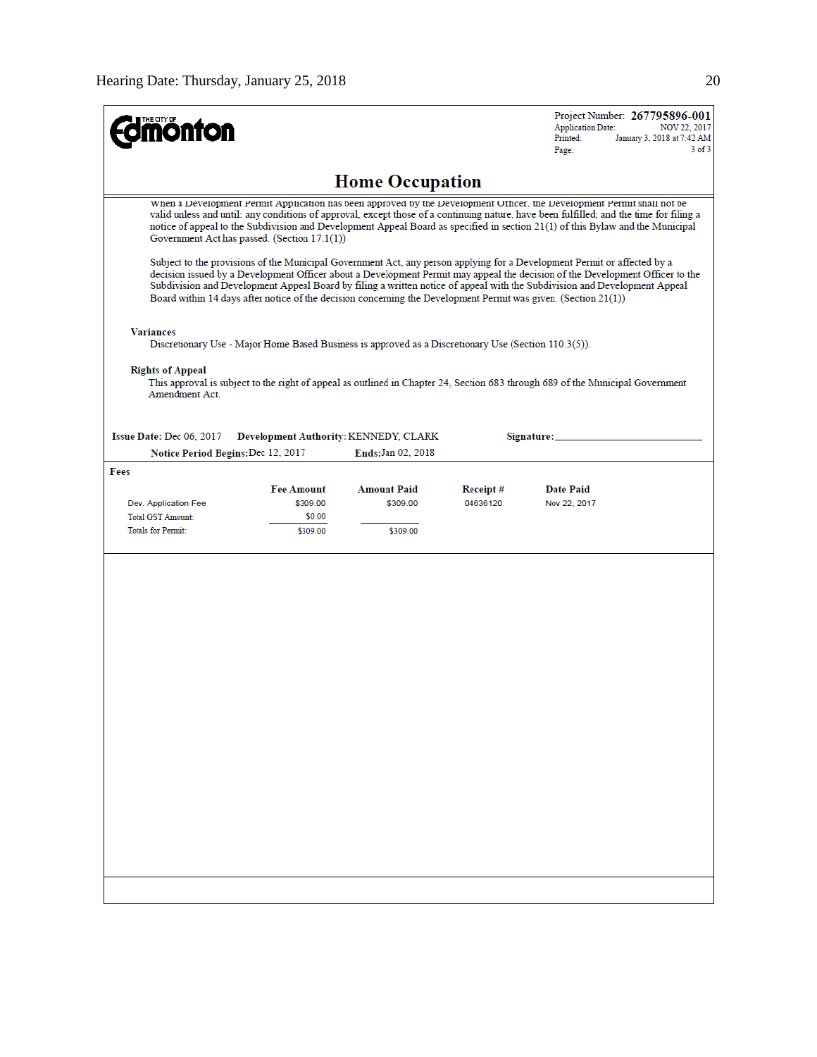THE CITY OF Edmonton

Project Number: **267795896-001**
Application Date: NOV 22, 2017
Printed: January 3, 2018 at 7:42 AM
Page: 3 of 3

# Home Occupation

When a Development Permit Application has been approved by the Development Officer, the Development Permit shall not be valid unless and until: any conditions of approval, except those of a continuing nature, have been fulfilled; and the time for filing a notice of appeal to the Subdivision and Development Appeal Board as specified in section 21(1) of this Bylaw and the Municipal Government Act has passed. (Section 17.1(1))

Subject to the provisions of the Municipal Government Act, any person applying for a Development Permit or affected by a decision issued by a Development Officer about a Development Permit may appeal the decision of the Development Officer to the Subdivision and Development Appeal Board by filing a written notice of appeal with the Subdivision and Development Appeal Board within 14 days after notice of the decision concerning the Development Permit was given. (Section 21(1))

**Variances**

Discretionary Use - Major Home Based Business is approved as a Discretionary Use (Section 110.3(5)).

**Rights of Appeal**

This approval is subject to the right of appeal as outlined in Chapter 24, Section 683 through 689 of the Municipal Government Amendment Act.

**Issue Date:** Dec 06, 2017 **Development Authority:** KENNEDY, CLARK **Signature:** ____________________

**Notice Period Begins:** Dec 12, 2017 **Ends:** Jan 02, 2018

**Fees**

| | Fee Amount | Amount Paid | Receipt # | Date Paid |
|---|---|---|---|---|
| Dev. Application Fee | $309.00 | $309.00 | 04636120 | Nov 22, 2017 |
| Total GST Amount: | $0.00 | | | |
| Totals for Permit: | $309.00 | $309.00 | | |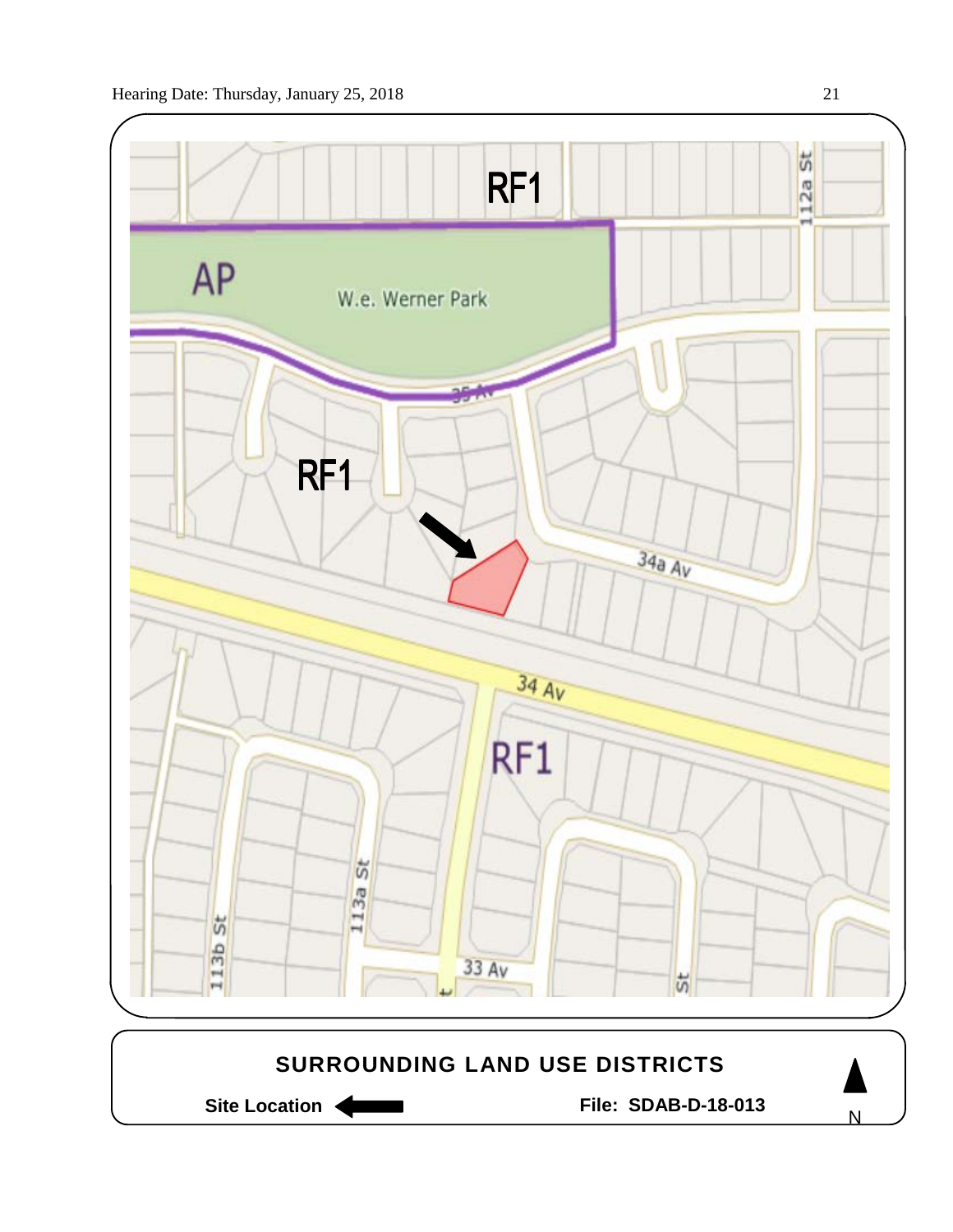RF1

AP

W.e. Werner Park

35 Av

RF1

34a Av

34 Av

RF1

112a St

113b St

113a St

33 Av

St

**SURROUNDING LAND USE DISTRICTS**

**Site Location** ←

**File: SDAB-D-18-013**

N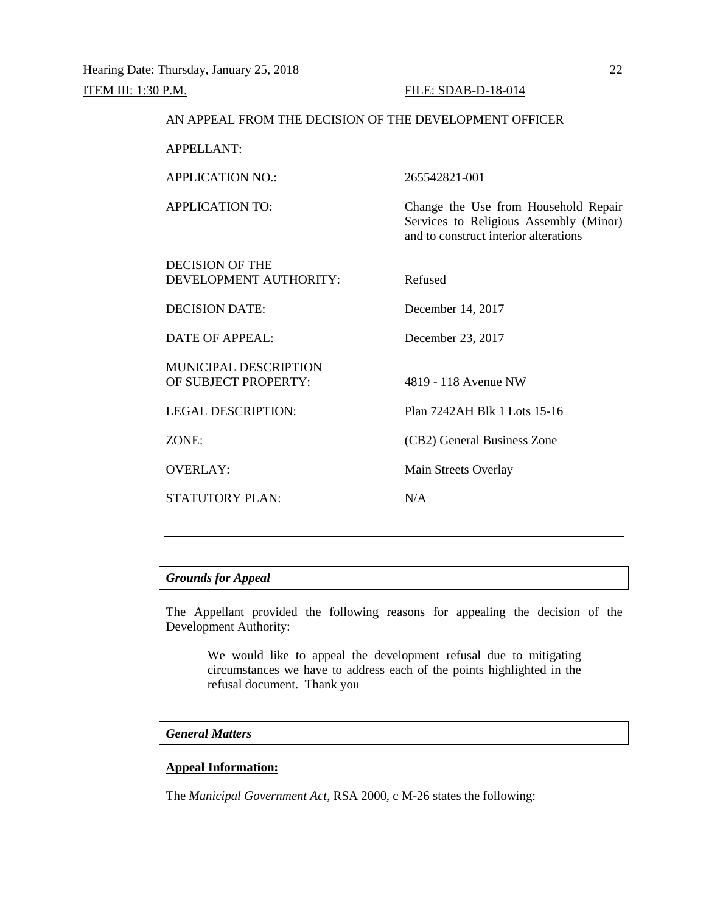Hearing Date: Thursday, January 25, 2018

ITEM III: 1:30 P.M. FILE: SDAB-D-18-014

AN APPEAL FROM THE DECISION OF THE DEVELOPMENT OFFICER

| | |
|---|---|
| APPELLANT: | |
| APPLICATION NO.: | 265542821-001 |
| APPLICATION TO: | Change the Use from Household Repair Services to Religious Assembly (Minor) and to construct interior alterations |
| DECISION OF THE DEVELOPMENT AUTHORITY: | Refused |
| DECISION DATE: | December 14, 2017 |
| DATE OF APPEAL: | December 23, 2017 |
| MUNICIPAL DESCRIPTION OF SUBJECT PROPERTY: | 4819 - 118 Avenue NW |
| LEGAL DESCRIPTION: | Plan 7242AH Blk 1 Lots 15-16 |
| ZONE: | (CB2) General Business Zone |
| OVERLAY: | Main Streets Overlay |
| STATUTORY PLAN: | N/A |

---

### *Grounds for Appeal*

The Appellant provided the following reasons for appealing the decision of the Development Authority:

> We would like to appeal the development refusal due to mitigating circumstances we have to address each of the points highlighted in the refusal document. Thank you

### *General Matters*

**Appeal Information:**

The *Municipal Government Act*, RSA 2000, c M-26 states the following: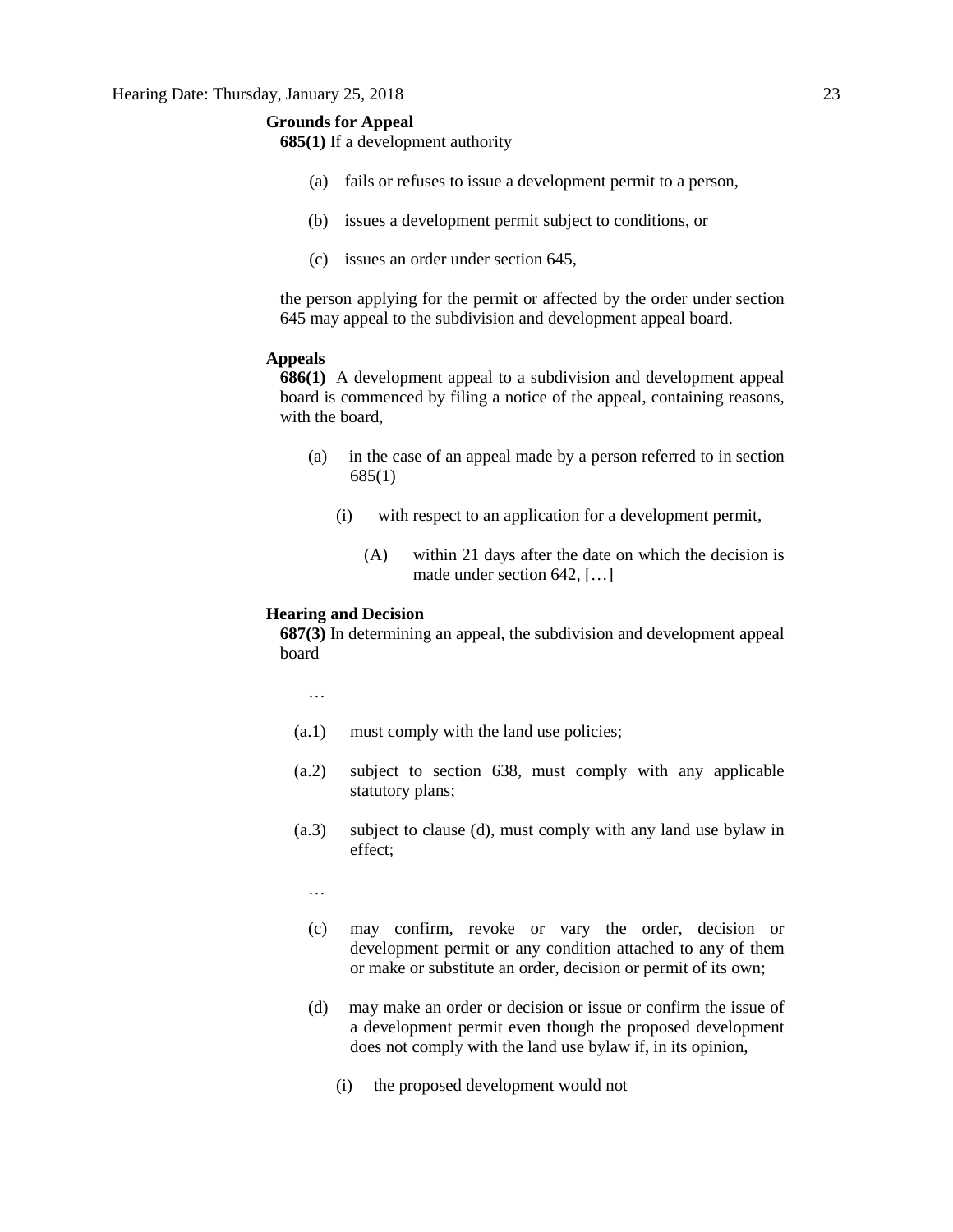**Grounds for Appeal**

**685(1)** If a development authority

(a) fails or refuses to issue a development permit to a person,

(b) issues a development permit subject to conditions, or

(c) issues an order under section 645,

the person applying for the permit or affected by the order under section 645 may appeal to the subdivision and development appeal board.

**Appeals**

**686(1)** A development appeal to a subdivision and development appeal board is commenced by filing a notice of the appeal, containing reasons, with the board,

(a) in the case of an appeal made by a person referred to in section 685(1)

(i) with respect to an application for a development permit,

(A) within 21 days after the date on which the decision is made under section 642, […]

**Hearing and Decision**

**687(3)** In determining an appeal, the subdivision and development appeal board

…

(a.1) must comply with the land use policies;

(a.2) subject to section 638, must comply with any applicable statutory plans;

(a.3) subject to clause (d), must comply with any land use bylaw in effect;

…

(c) may confirm, revoke or vary the order, decision or development permit or any condition attached to any of them or make or substitute an order, decision or permit of its own;

(d) may make an order or decision or issue or confirm the issue of a development permit even though the proposed development does not comply with the land use bylaw if, in its opinion,

(i) the proposed development would not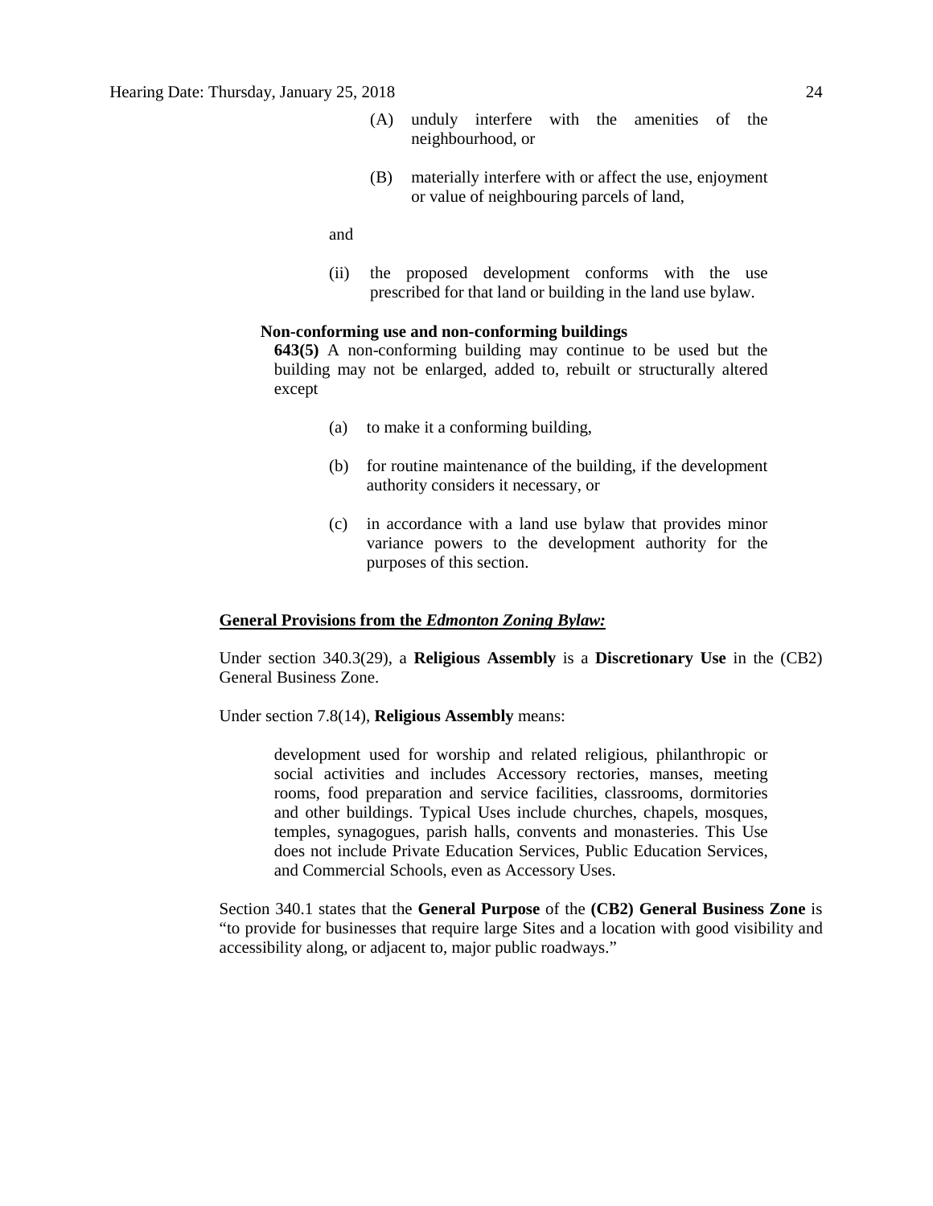(A) unduly interfere with the amenities of the neighbourhood, or

(B) materially interfere with or affect the use, enjoyment or value of neighbouring parcels of land,

and

(ii) the proposed development conforms with the use prescribed for that land or building in the land use bylaw.

**Non-conforming use and non-conforming buildings**

**643(5)** A non-conforming building may continue to be used but the building may not be enlarged, added to, rebuilt or structurally altered except

(a) to make it a conforming building,

(b) for routine maintenance of the building, if the development authority considers it necessary, or

(c) in accordance with a land use bylaw that provides minor variance powers to the development authority for the purposes of this section.

**General Provisions from the *Edmonton Zoning Bylaw:***

Under section 340.3(29), a **Religious Assembly** is a **Discretionary Use** in the (CB2) General Business Zone.

Under section 7.8(14), **Religious Assembly** means:

> development used for worship and related religious, philanthropic or social activities and includes Accessory rectories, manses, meeting rooms, food preparation and service facilities, classrooms, dormitories and other buildings. Typical Uses include churches, chapels, mosques, temples, synagogues, parish halls, convents and monasteries. This Use does not include Private Education Services, Public Education Services, and Commercial Schools, even as Accessory Uses.

Section 340.1 states that the **General Purpose** of the **(CB2) General Business Zone** is "to provide for businesses that require large Sites and a location with good visibility and accessibility along, or adjacent to, major public roadways."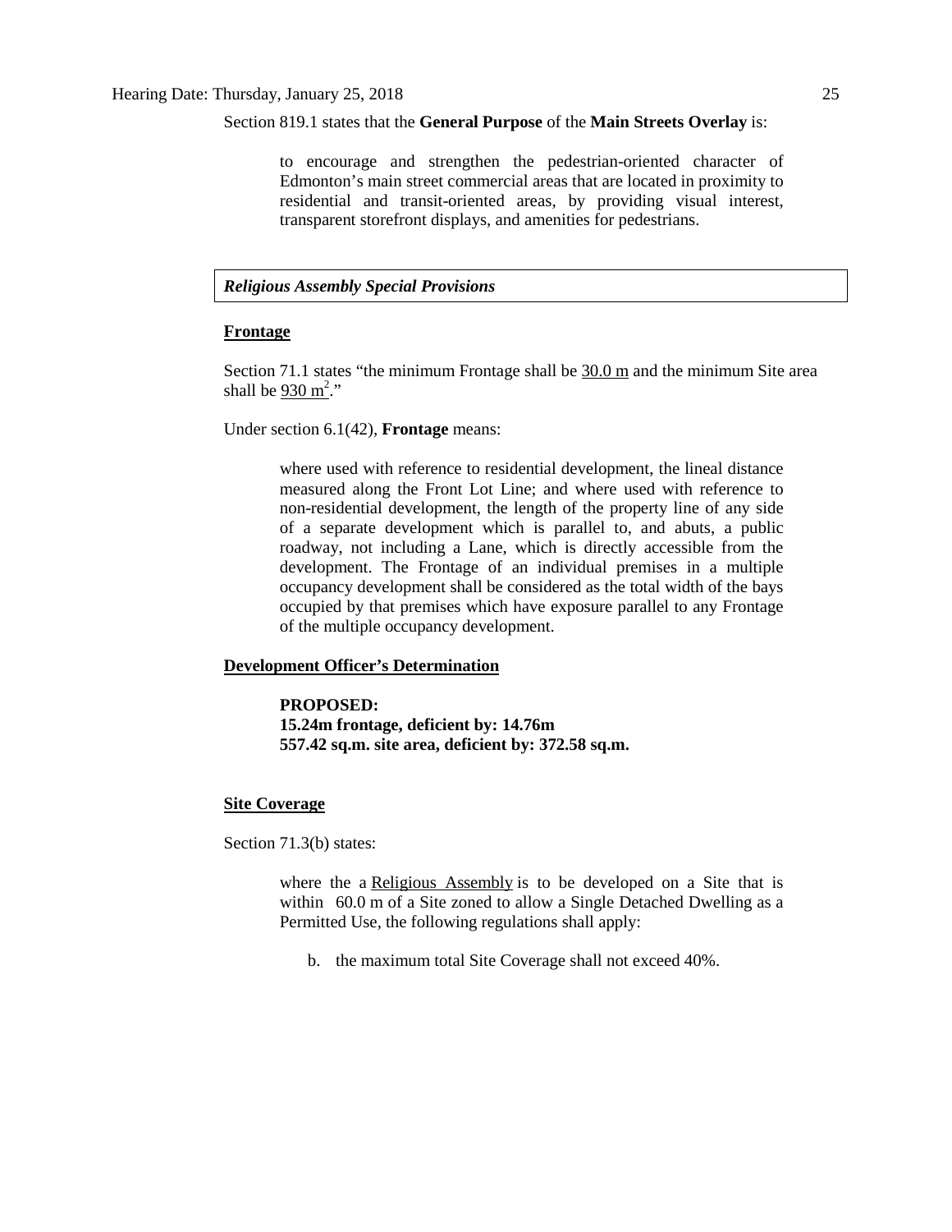Section 819.1 states that the **General Purpose** of the **Main Streets Overlay** is:

> to encourage and strengthen the pedestrian-oriented character of Edmonton's main street commercial areas that are located in proximity to residential and transit-oriented areas, by providing visual interest, transparent storefront displays, and amenities for pedestrians.

***Religious Assembly Special Provisions***

**Frontage**

Section 71.1 states "the minimum Frontage shall be 30.0 m and the minimum Site area shall be 930 $m^2$."

Under section 6.1(42), **Frontage** means:

> where used with reference to residential development, the lineal distance measured along the Front Lot Line; and where used with reference to non-residential development, the length of the property line of any side of a separate development which is parallel to, and abuts, a public roadway, not including a Lane, which is directly accessible from the development. The Frontage of an individual premises in a multiple occupancy development shall be considered as the total width of the bays occupied by that premises which have exposure parallel to any Frontage of the multiple occupancy development.

**Development Officer's Determination**

> **PROPOSED:**
> **15.24m frontage, deficient by: 14.76m**
> **557.42 sq.m. site area, deficient by: 372.58 sq.m.**

**Site Coverage**

Section 71.3(b) states:

> where the a Religious Assembly is to be developed on a Site that is within 60.0 m of a Site zoned to allow a Single Detached Dwelling as a Permitted Use, the following regulations shall apply:
>
> b. the maximum total Site Coverage shall not exceed 40%.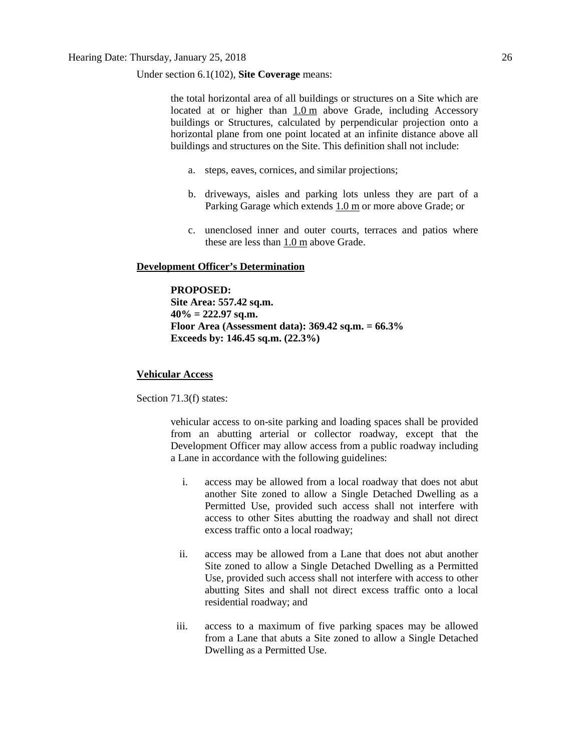Under section 6.1(102), **Site Coverage** means:

> the total horizontal area of all buildings or structures on a Site which are located at or higher than 1.0 m above Grade, including Accessory buildings or Structures, calculated by perpendicular projection onto a horizontal plane from one point located at an infinite distance above all buildings and structures on the Site. This definition shall not include:
>
> a. steps, eaves, cornices, and similar projections;
>
> b. driveways, aisles and parking lots unless they are part of a Parking Garage which extends 1.0 m or more above Grade; or
>
> c. unenclosed inner and outer courts, terraces and patios where these are less than 1.0 m above Grade.

**Development Officer's Determination**

> **PROPOSED:**
> **Site Area: 557.42 sq.m.**
> **40% = 222.97 sq.m.**
> **Floor Area (Assessment data): 369.42 sq.m. = 66.3%**
> **Exceeds by: 146.45 sq.m. (22.3%)**

**Vehicular Access**

Section 71.3(f) states:

> vehicular access to on-site parking and loading spaces shall be provided from an abutting arterial or collector roadway, except that the Development Officer may allow access from a public roadway including a Lane in accordance with the following guidelines:
>
> i. access may be allowed from a local roadway that does not abut another Site zoned to allow a Single Detached Dwelling as a Permitted Use, provided such access shall not interfere with access to other Sites abutting the roadway and shall not direct excess traffic onto a local roadway;
>
> ii. access may be allowed from a Lane that does not abut another Site zoned to allow a Single Detached Dwelling as a Permitted Use, provided such access shall not interfere with access to other abutting Sites and shall not direct excess traffic onto a local residential roadway; and
>
> iii. access to a maximum of five parking spaces may be allowed from a Lane that abuts a Site zoned to allow a Single Detached Dwelling as a Permitted Use.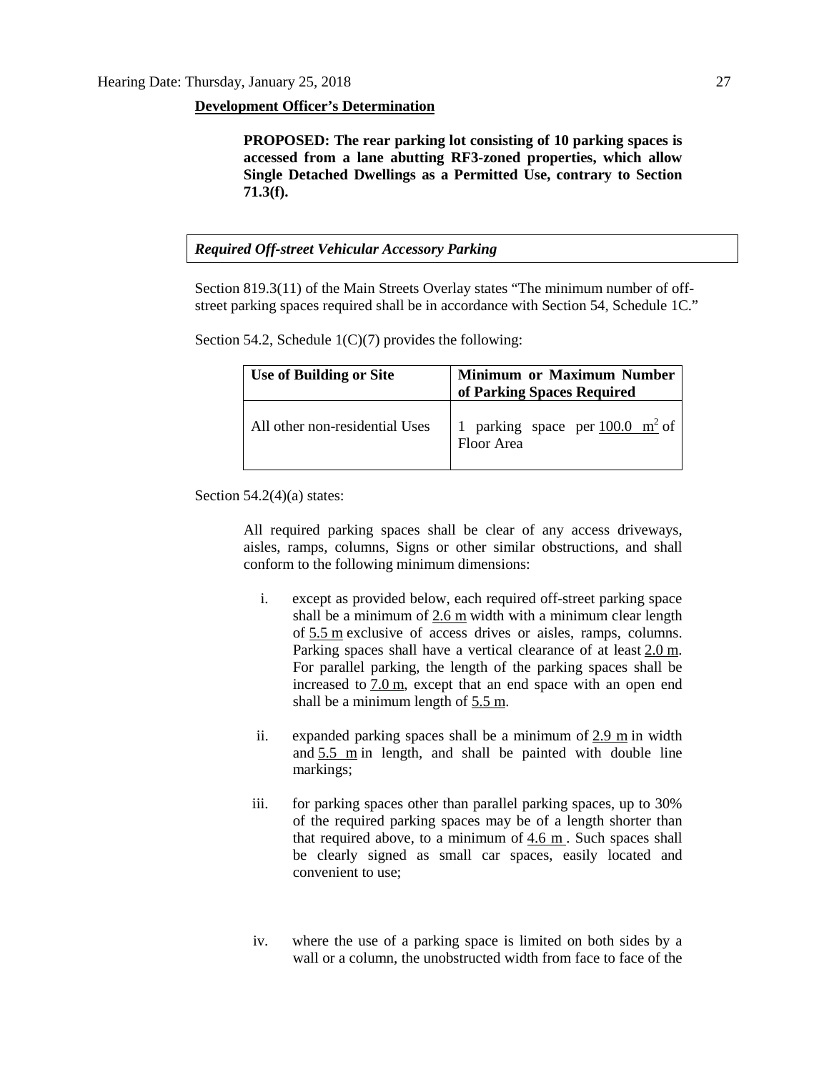**Development Officer's Determination**

> **PROPOSED: The rear parking lot consisting of 10 parking spaces is accessed from a lane abutting RF3-zoned properties, which allow Single Detached Dwellings as a Permitted Use, contrary to Section 71.3(f).**

***Required Off-street Vehicular Accessory Parking***

Section 819.3(11) of the Main Streets Overlay states "The minimum number of off-street parking spaces required shall be in accordance with Section 54, Schedule 1C."

Section 54.2, Schedule 1(C)(7) provides the following:

| Use of Building or Site | Minimum or Maximum Number of Parking Spaces Required |
| --- | --- |
| All other non-residential Uses | 1 parking space per 100.0 $m^2$ of Floor Area |

Section 54.2(4)(a) states:

> All required parking spaces shall be clear of any access driveways, aisles, ramps, columns, Signs or other similar obstructions, and shall conform to the following minimum dimensions:
>
> i. except as provided below, each required off-street parking space shall be a minimum of 2.6 m width with a minimum clear length of 5.5 m exclusive of access drives or aisles, ramps, columns. Parking spaces shall have a vertical clearance of at least 2.0 m. For parallel parking, the length of the parking spaces shall be increased to 7.0 m, except that an end space with an open end shall be a minimum length of 5.5 m.
>
> ii. expanded parking spaces shall be a minimum of 2.9 m in width and 5.5 m in length, and shall be painted with double line markings;
>
> iii. for parking spaces other than parallel parking spaces, up to 30% of the required parking spaces may be of a length shorter than that required above, to a minimum of 4.6 m . Such spaces shall be clearly signed as small car spaces, easily located and convenient to use;
>
> iv. where the use of a parking space is limited on both sides by a wall or a column, the unobstructed width from face to face of the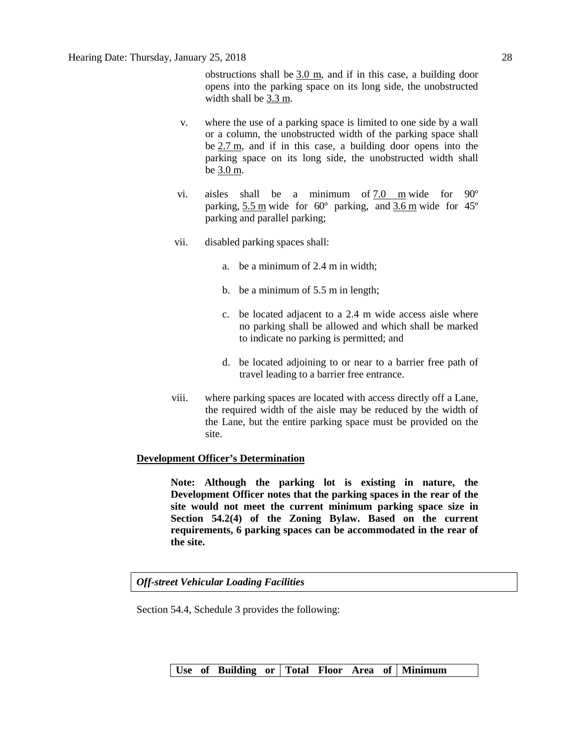obstructions shall be 3.0 m, and if in this case, a building door opens into the parking space on its long side, the unobstructed width shall be 3.3 m.

v. where the use of a parking space is limited to one side by a wall or a column, the unobstructed width of the parking space shall be 2.7 m, and if in this case, a building door opens into the parking space on its long side, the unobstructed width shall be 3.0 m.

vi. aisles shall be a minimum of 7.0 m wide for 90º parking, 5.5 m wide for 60º parking, and 3.6 m wide for 45º parking and parallel parking;

vii. disabled parking spaces shall:

   a. be a minimum of 2.4 m in width;

   b. be a minimum of 5.5 m in length;

   c. be located adjacent to a 2.4 m wide access aisle where no parking shall be allowed and which shall be marked to indicate no parking is permitted; and

   d. be located adjoining to or near to a barrier free path of travel leading to a barrier free entrance.

viii. where parking spaces are located with access directly off a Lane, the required width of the aisle may be reduced by the width of the Lane, but the entire parking space must be provided on the site.

**Development Officer's Determination**

**Note: Although the parking lot is existing in nature, the Development Officer notes that the parking spaces in the rear of the site would not meet the current minimum parking space size in Section 54.2(4) of the Zoning Bylaw. Based on the current requirements, 6 parking spaces can be accommodated in the rear of the site.**

***Off-street Vehicular Loading Facilities***

Section 54.4, Schedule 3 provides the following:

| Use of Building or | Total Floor Area of | Minimum |
| --- | --- | --- |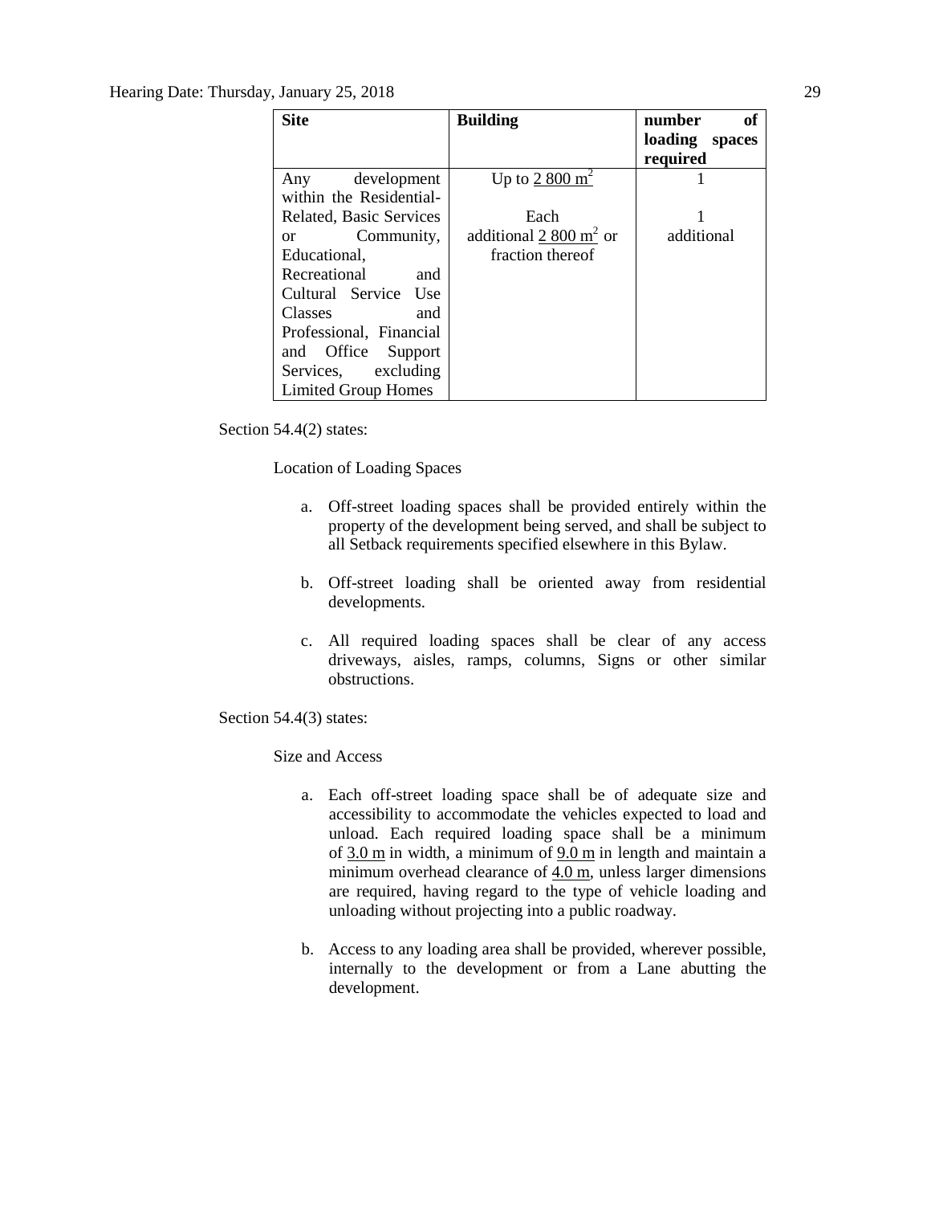| Site | Building | number of loading spaces required |
|---|---|---|
| Any development within the Residential-Related, Basic Services or Community, Educational, Recreational and Cultural Service Use Classes and Professional, Financial and Office Support Services, excluding Limited Group Homes | Up to 2 800 $m^2$<br><br>Each additional 2 800 $m^2$ or fraction thereof | 1<br><br>1 additional |

Section 54.4(2) states:

Location of Loading Spaces

a. Off-street loading spaces shall be provided entirely within the property of the development being served, and shall be subject to all Setback requirements specified elsewhere in this Bylaw.

b. Off-street loading shall be oriented away from residential developments.

c. All required loading spaces shall be clear of any access driveways, aisles, ramps, columns, Signs or other similar obstructions.

Section 54.4(3) states:

Size and Access

a. Each off-street loading space shall be of adequate size and accessibility to accommodate the vehicles expected to load and unload. Each required loading space shall be a minimum of 3.0 m in width, a minimum of 9.0 m in length and maintain a minimum overhead clearance of 4.0 m, unless larger dimensions are required, having regard to the type of vehicle loading and unloading without projecting into a public roadway.

b. Access to any loading area shall be provided, wherever possible, internally to the development or from a Lane abutting the development.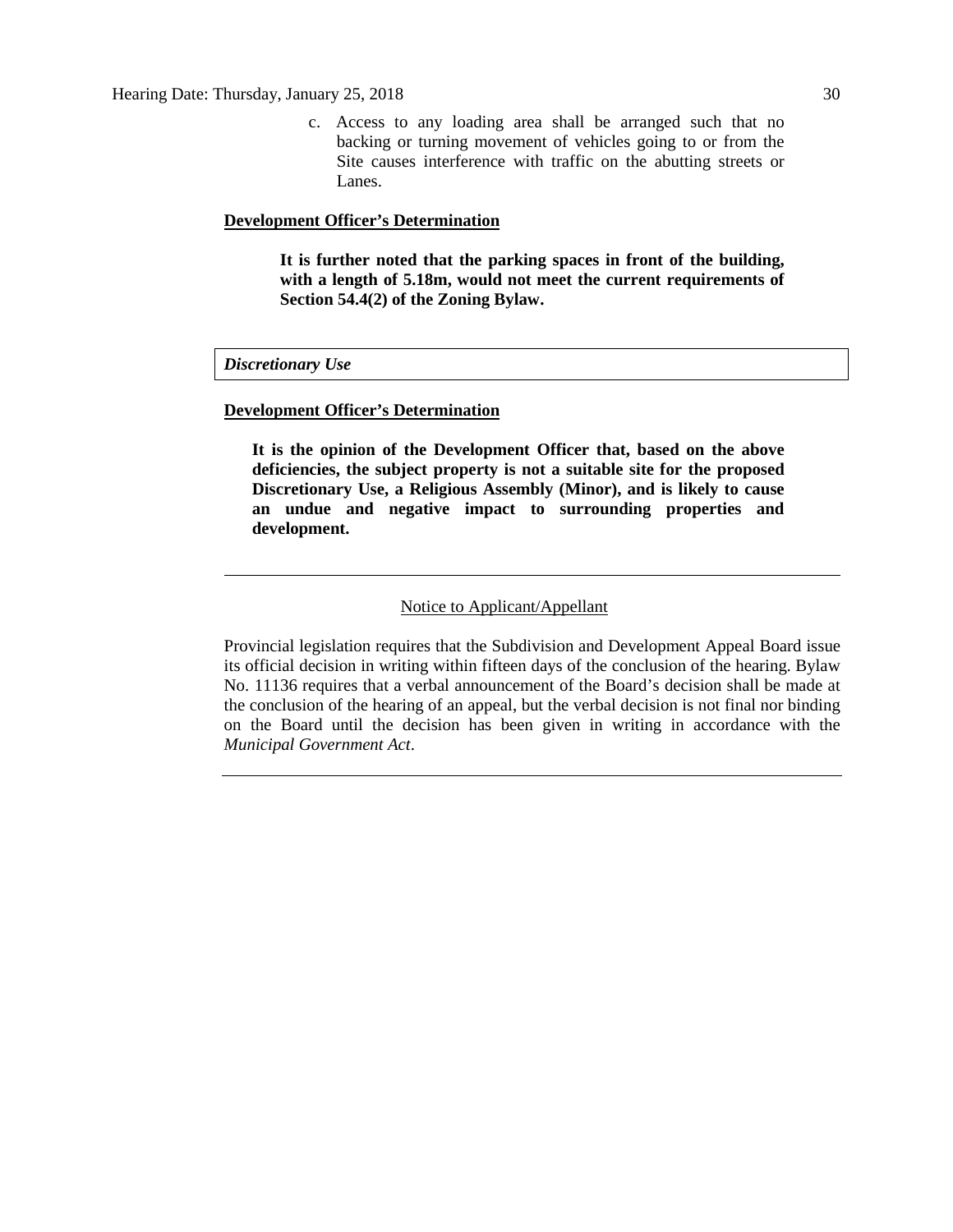c. Access to any loading area shall be arranged such that no backing or turning movement of vehicles going to or from the Site causes interference with traffic on the abutting streets or Lanes.

<u>**Development Officer's Determination**</u>

**It is further noted that the parking spaces in front of the building, with a length of 5.18m, would not meet the current requirements of Section 54.4(2) of the Zoning Bylaw.**

***Discretionary Use***

<u>**Development Officer's Determination**</u>

**It is the opinion of the Development Officer that, based on the above deficiencies, the subject property is not a suitable site for the proposed Discretionary Use, a Religious Assembly (Minor), and is likely to cause an undue and negative impact to surrounding properties and development.**

---

<u>Notice to Applicant/Appellant</u>

Provincial legislation requires that the Subdivision and Development Appeal Board issue its official decision in writing within fifteen days of the conclusion of the hearing. Bylaw No. 11136 requires that a verbal announcement of the Board's decision shall be made at the conclusion of the hearing of an appeal, but the verbal decision is not final nor binding on the Board until the decision has been given in writing in accordance with the *Municipal Government Act*.

---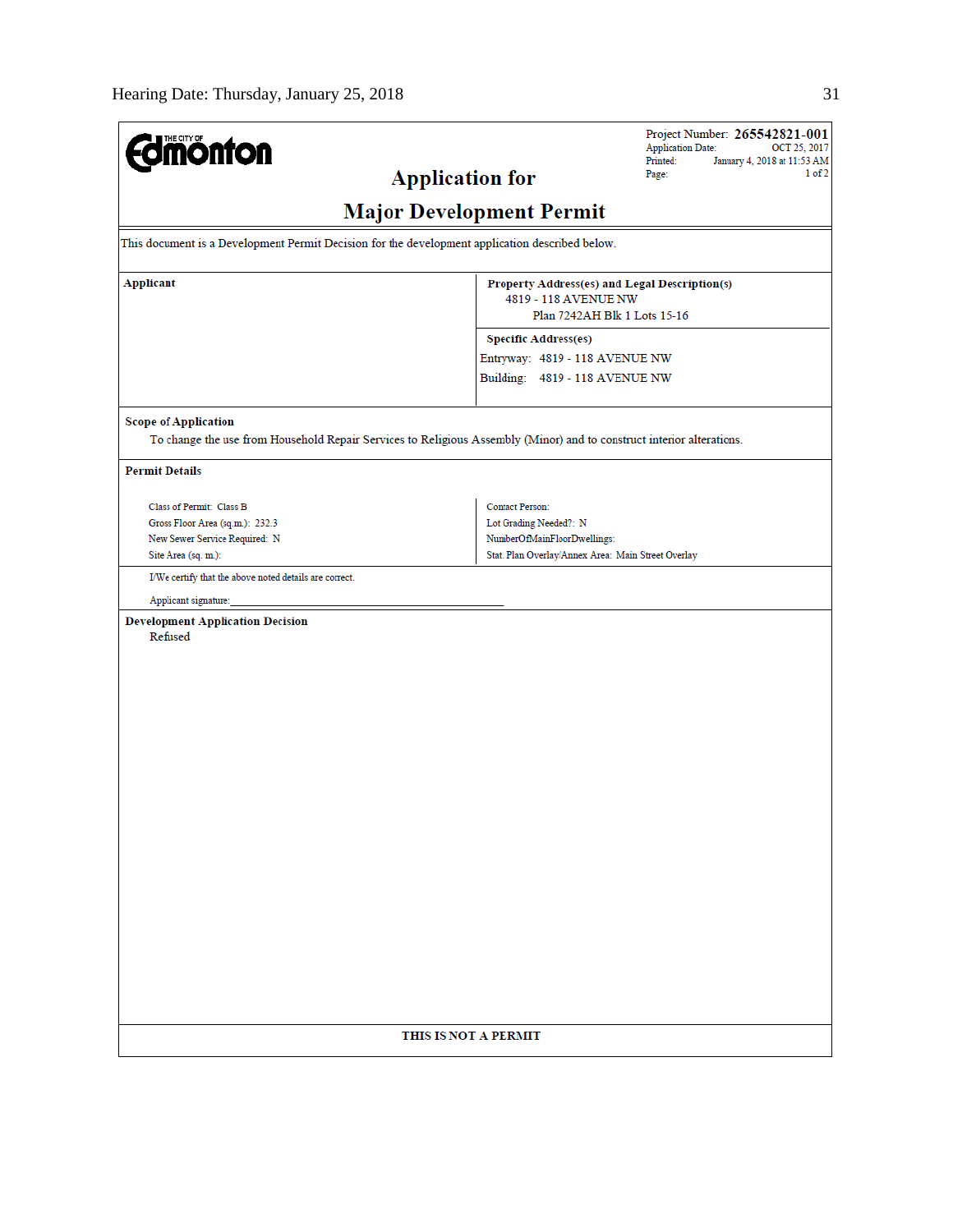**THE CITY OF Edmonton**

Project Number: **265542821-001**
Application Date: OCT 25, 2017
Printed: January 4, 2018 at 11:53 AM
Page: 1 of 2

# Application for
# Major Development Permit

This document is a Development Permit Decision for the development application described below.

| **Applicant** | **Property Address(es) and Legal Description(s)**<br>4819 - 118 AVENUE NW<br>Plan 7242AH Blk 1 Lots 15-16<br><br>**Specific Address(es)**<br>Entryway: 4819 - 118 AVENUE NW<br>Building: 4819 - 118 AVENUE NW |
|---|---|

**Scope of Application**

To change the use from Household Repair Services to Religious Assembly (Minor) and to construct interior alterations.

**Permit Details**

| | |
|---|---|
| Class of Permit: Class B | Contact Person: |
| Gross Floor Area (sq.m.): 232.3 | Lot Grading Needed?: N |
| New Sewer Service Required: N | NumberOfMainFloorDwellings: |
| Site Area (sq. m.): | Stat. Plan Overlay/Annex Area: Main Street Overlay |

I/We certify that the above noted details are correct.

Applicant signature:\_\_\_\_\_\_\_\_\_\_\_\_\_\_\_\_\_\_\_\_\_\_\_\_\_\_\_\_\_\_\_\_\_\_\_\_\_\_\_\_

**Development Application Decision**

Refused

**THIS IS NOT A PERMIT**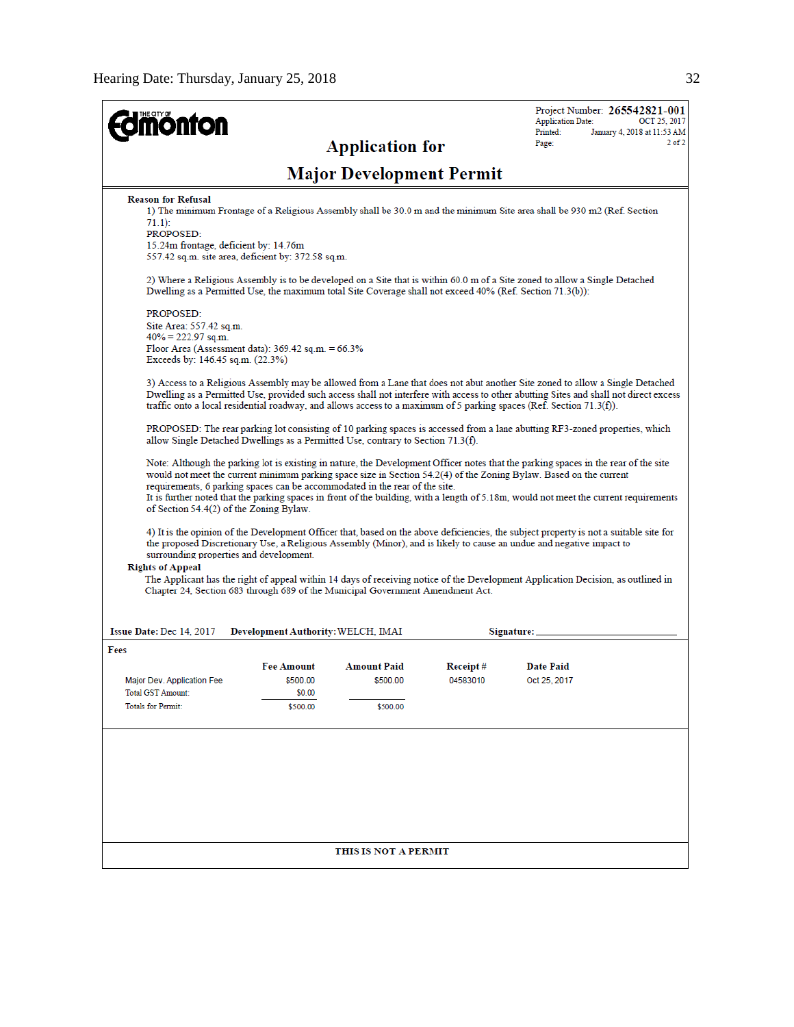**The City of Edmonton**

Project Number: **265542821-001**
Application Date: OCT 25, 2017
Printed: January 4, 2018 at 11:53 AM
Page: 2 of 2

# Application for Major Development Permit

**Reason for Refusal**

1) The minimum Frontage of a Religious Assembly shall be 30.0 m and the minimum Site area shall be 930 m2 (Ref. Section 71.1):
PROPOSED:
15.24m frontage, deficient by: 14.76m
557.42 sq.m. site area, deficient by: 372.58 sq.m.

2) Where a Religious Assembly is to be developed on a Site that is within 60.0 m of a Site zoned to allow a Single Detached Dwelling as a Permitted Use, the maximum total Site Coverage shall not exceed 40% (Ref. Section 71.3(b)):

PROPOSED:
Site Area: 557.42 sq.m.
40% = 222.97 sq.m.
Floor Area (Assessment data): 369.42 sq.m. = 66.3%
Exceeds by: 146.45 sq.m. (22.3%)

3) Access to a Religious Assembly may be allowed from a Lane that does not abut another Site zoned to allow a Single Detached Dwelling as a Permitted Use, provided such access shall not interfere with access to other abutting Sites and shall not direct excess traffic onto a local residential roadway, and allows access to a maximum of 5 parking spaces (Ref. Section 71.3(f)).

PROPOSED: The rear parking lot consisting of 10 parking spaces is accessed from a lane abutting RF3-zoned properties, which allow Single Detached Dwellings as a Permitted Use, contrary to Section 71.3(f).

Note: Although the parking lot is existing in nature, the Development Officer notes that the parking spaces in the rear of the site would not meet the current minimum parking space size in Section 54.2(4) of the Zoning Bylaw. Based on the current requirements, 6 parking spaces can be accommodated in the rear of the site.
It is further noted that the parking spaces in front of the building, with a length of 5.18m, would not meet the current requirements of Section 54.4(2) of the Zoning Bylaw.

4) It is the opinion of the Development Officer that, based on the above deficiencies, the subject property is not a suitable site for the proposed Discretionary Use, a Religious Assembly (Minor), and is likely to cause an undue and negative impact to surrounding properties and development.

**Rights of Appeal**

The Applicant has the right of appeal within 14 days of receiving notice of the Development Application Decision, as outlined in Chapter 24, Section 683 through 689 of the Municipal Government Amendment Act.

**Issue Date:** Dec 14, 2017 **Development Authority:** WELCH, IMAI **Signature:** ______________________

**Fees**

| | Fee Amount | Amount Paid | Receipt # | Date Paid |
|---|---|---|---|---|
| Major Dev. Application Fee | $500.00 | $500.00 | 04583010 | Oct 25, 2017 |
| Total GST Amount: | $0.00 | | | |
| Totals for Permit: | $500.00 | $500.00 | | |

**THIS IS NOT A PERMIT**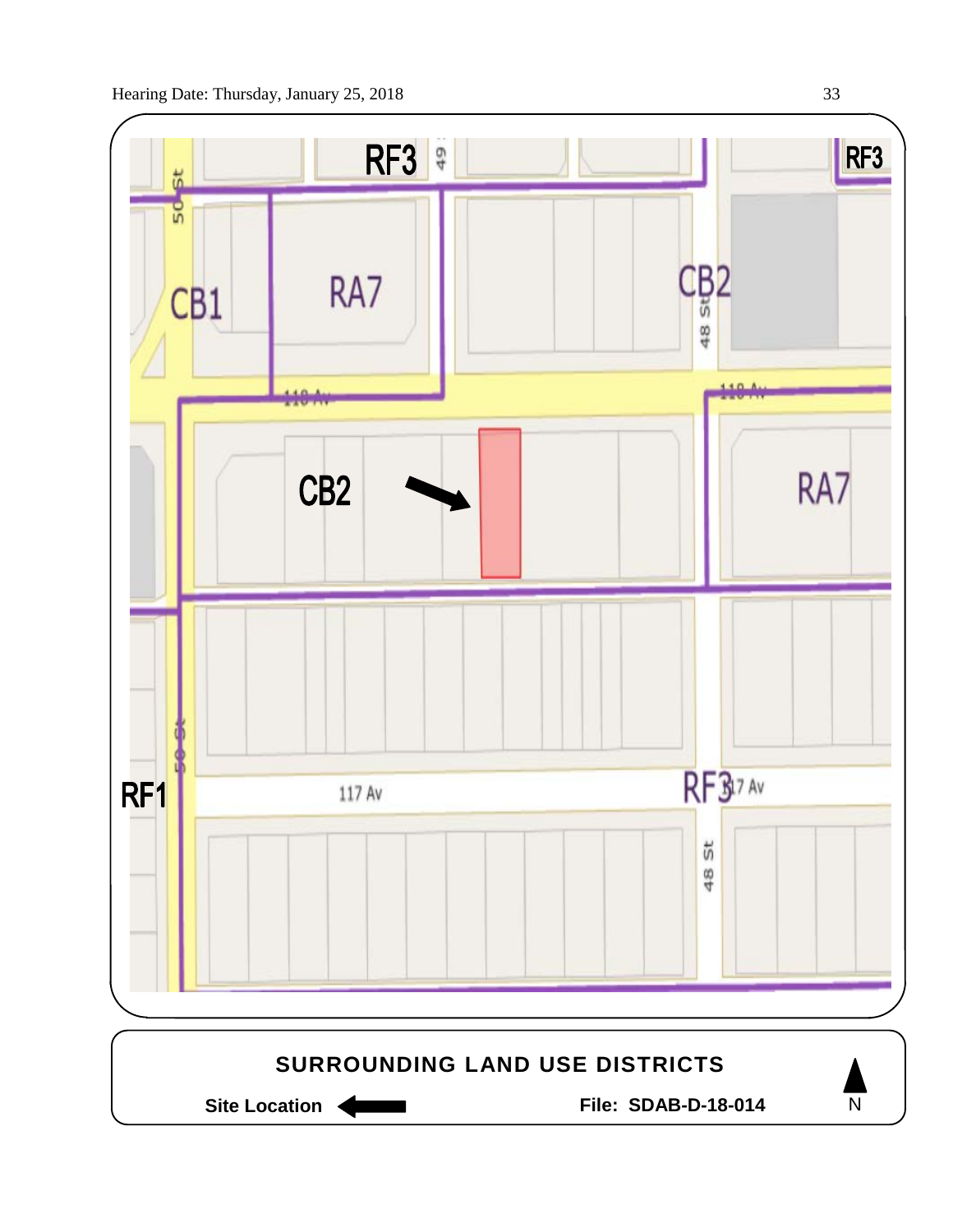RF3

49

RF3

50 St

CB1

RA7

CB2

48 St

118 Av

118 Av

CB2

RA7

50 St

RF1

117 Av

RF3

117 Av

48 St

**SURROUNDING LAND USE DISTRICTS**

**Site Location**

**File: SDAB-D-18-014**

N